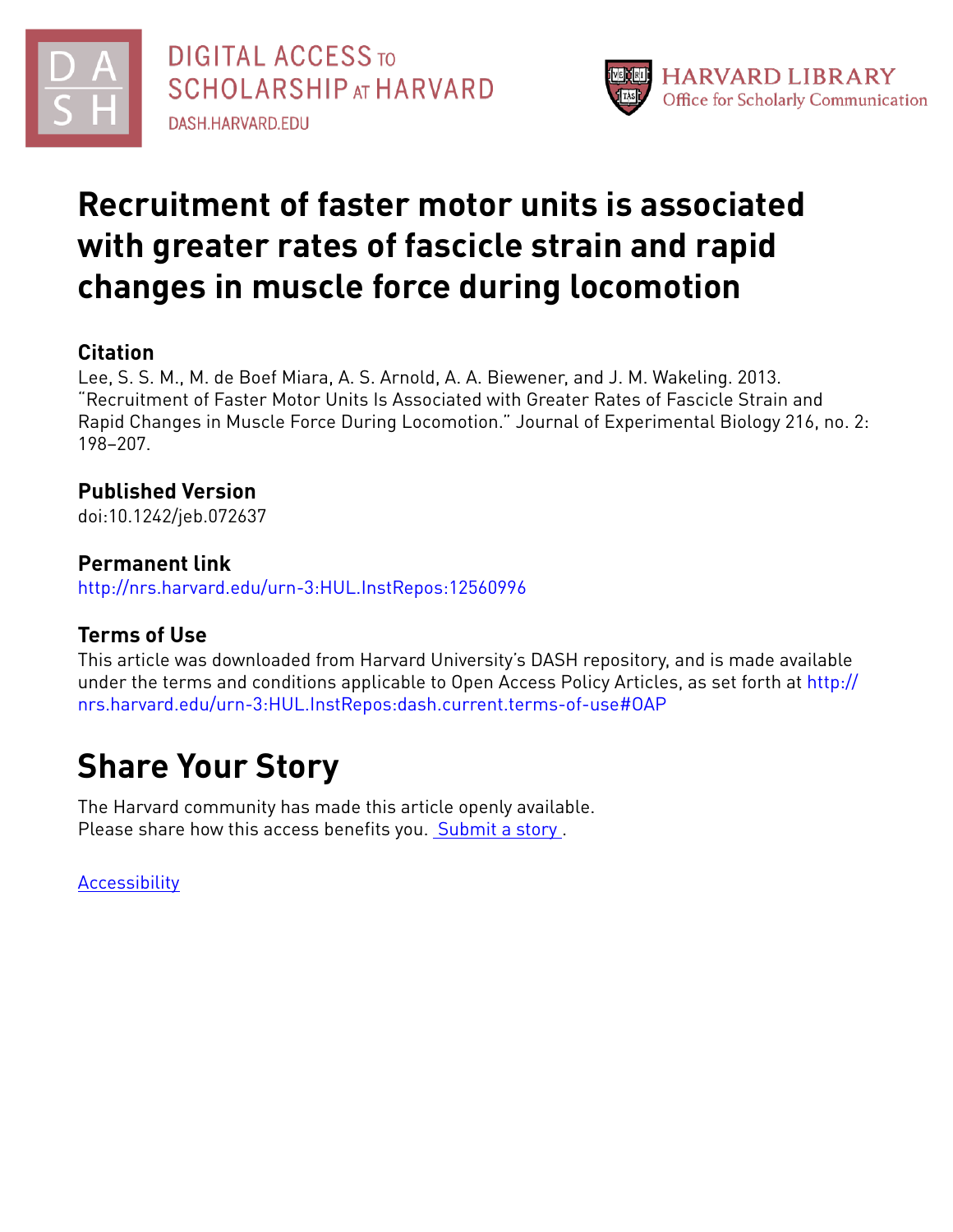DIGITAL ACCESS TO SCHOLARSHIP AT HARVARD
DASH.HARVARD.EDU

HARVARD LIBRARY
Office for Scholarly Communication

# Recruitment of faster motor units is associated with greater rates of fascicle strain and rapid changes in muscle force during locomotion

## Citation

Lee, S. S. M., M. de Boef Miara, A. S. Arnold, A. A. Biewener, and J. M. Wakeling. 2013. "Recruitment of Faster Motor Units Is Associated with Greater Rates of Fascicle Strain and Rapid Changes in Muscle Force During Locomotion." Journal of Experimental Biology 216, no. 2: 198–207.

## Published Version

doi:10.1242/jeb.072637

## Permanent link

http://nrs.harvard.edu/urn-3:HUL.InstRepos:12560996

## Terms of Use

This article was downloaded from Harvard University's DASH repository, and is made available under the terms and conditions applicable to Open Access Policy Articles, as set forth at http://nrs.harvard.edu/urn-3:HUL.InstRepos:dash.current.terms-of-use#OAP

# Share Your Story

The Harvard community has made this article openly available.
Please share how this access benefits you. Submit a story .

Accessibility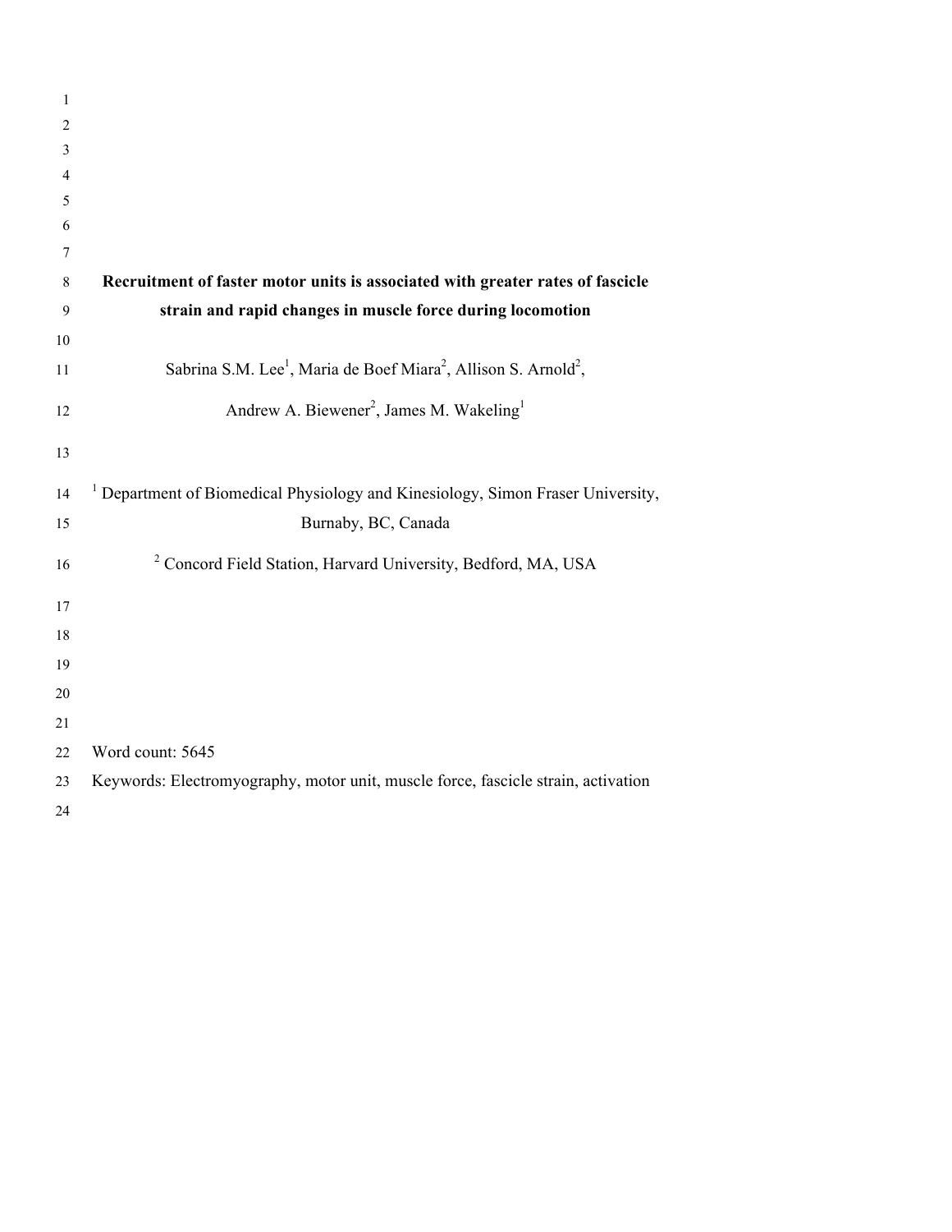# Recruitment of faster motor units is associated with greater rates of fascicle strain and rapid changes in muscle force during locomotion

Sabrina S.M. Lee[1], Maria de Boef Miara[2], Allison S. Arnold[2],

Andrew A. Biewener[2], James M. Wakeling[1]

[1] Department of Biomedical Physiology and Kinesiology, Simon Fraser University, Burnaby, BC, Canada

[2] Concord Field Station, Harvard University, Bedford, MA, USA

Word count: 5645

Keywords: Electromyography, motor unit, muscle force, fascicle strain, activation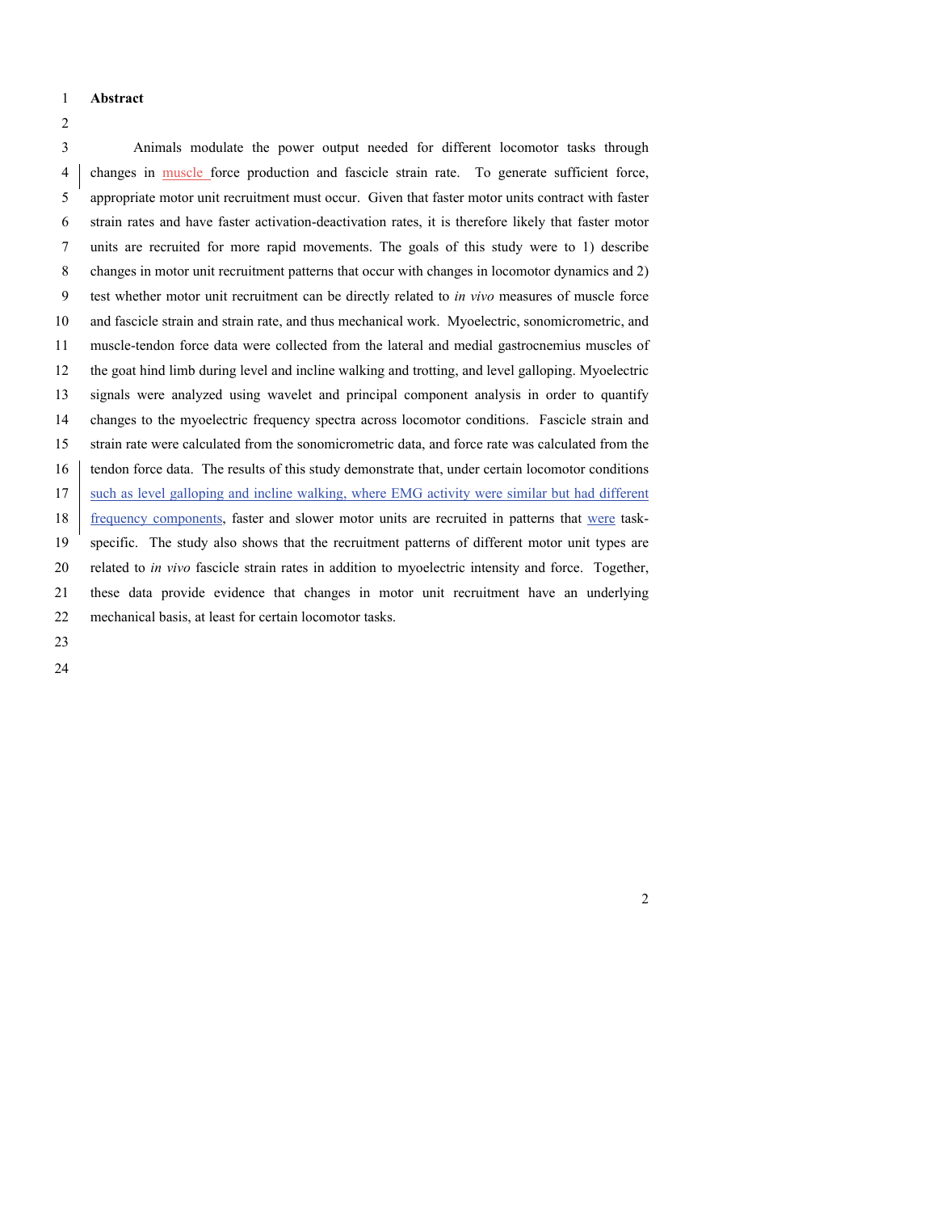**Abstract**

Animals modulate the power output needed for different locomotor tasks through changes in muscle force production and fascicle strain rate. To generate sufficient force, appropriate motor unit recruitment must occur. Given that faster motor units contract with faster strain rates and have faster activation-deactivation rates, it is therefore likely that faster motor units are recruited for more rapid movements. The goals of this study were to 1) describe changes in motor unit recruitment patterns that occur with changes in locomotor dynamics and 2) test whether motor unit recruitment can be directly related to *in vivo* measures of muscle force and fascicle strain and strain rate, and thus mechanical work. Myoelectric, sonomicrometric, and muscle-tendon force data were collected from the lateral and medial gastrocnemius muscles of the goat hind limb during level and incline walking and trotting, and level galloping. Myoelectric signals were analyzed using wavelet and principal component analysis in order to quantify changes to the myoelectric frequency spectra across locomotor conditions. Fascicle strain and strain rate were calculated from the sonomicrometric data, and force rate was calculated from the tendon force data. The results of this study demonstrate that, under certain locomotor conditions such as level galloping and incline walking, where EMG activity were similar but had different frequency components, faster and slower motor units are recruited in patterns that were task-specific. The study also shows that the recruitment patterns of different motor unit types are related to *in vivo* fascicle strain rates in addition to myoelectric intensity and force. Together, these data provide evidence that changes in motor unit recruitment have an underlying mechanical basis, at least for certain locomotor tasks.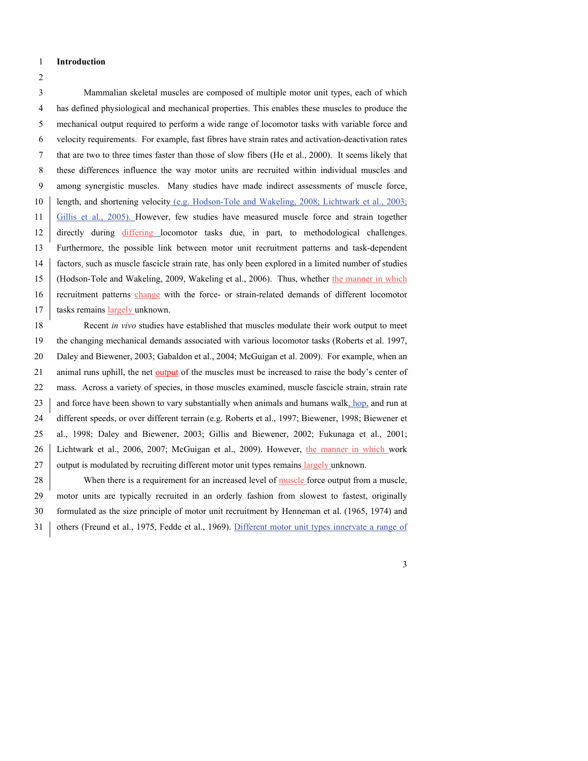## Introduction

Mammalian skeletal muscles are composed of multiple motor unit types, each of which has defined physiological and mechanical properties. This enables these muscles to produce the mechanical output required to perform a wide range of locomotor tasks with variable force and velocity requirements. For example, fast fibres have strain rates and activation-deactivation rates that are two to three times faster than those of slow fibers (He et al., 2000). It seems likely that these differences influence the way motor units are recruited within individual muscles and among synergistic muscles. Many studies have made indirect assessments of muscle force, length, and shortening velocity (e.g. Hodson-Tole and Wakeling, 2008; Lichtwark et al., 2003; Gillis et al., 2005). However, few studies have measured muscle force and strain together directly during differing locomotor tasks due, in part, to methodological challenges. Furthermore, the possible link between motor unit recruitment patterns and task-dependent factors, such as muscle fascicle strain rate, has only been explored in a limited number of studies (Hodson-Tole and Wakeling, 2009, Wakeling et al., 2006). Thus, whether the manner in which recruitment patterns change with the force- or strain-related demands of different locomotor tasks remains largely unknown.

Recent *in vivo* studies have established that muscles modulate their work output to meet the changing mechanical demands associated with various locomotor tasks (Roberts et al. 1997, Daley and Biewener, 2003; Gabaldon et al., 2004; McGuigan et al. 2009). For example, when an animal runs uphill, the net output of the muscles must be increased to raise the body's center of mass. Across a variety of species, in those muscles examined, muscle fascicle strain, strain rate and force have been shown to vary substantially when animals and humans walk, hop, and run at different speeds, or over different terrain (e.g. Roberts et al., 1997; Biewener, 1998; Biewener et al., 1998; Daley and Biewener, 2003; Gillis and Biewener, 2002; Fukunaga et al., 2001; Lichtwark et al., 2006, 2007; McGuigan et al., 2009). However, the manner in which work output is modulated by recruiting different motor unit types remains largely unknown.

When there is a requirement for an increased level of muscle force output from a muscle, motor units are typically recruited in an orderly fashion from slowest to fastest, originally formulated as the size principle of motor unit recruitment by Henneman et al. (1965, 1974) and others (Freund et al., 1975, Fedde et al., 1969). Different motor unit types innervate a range of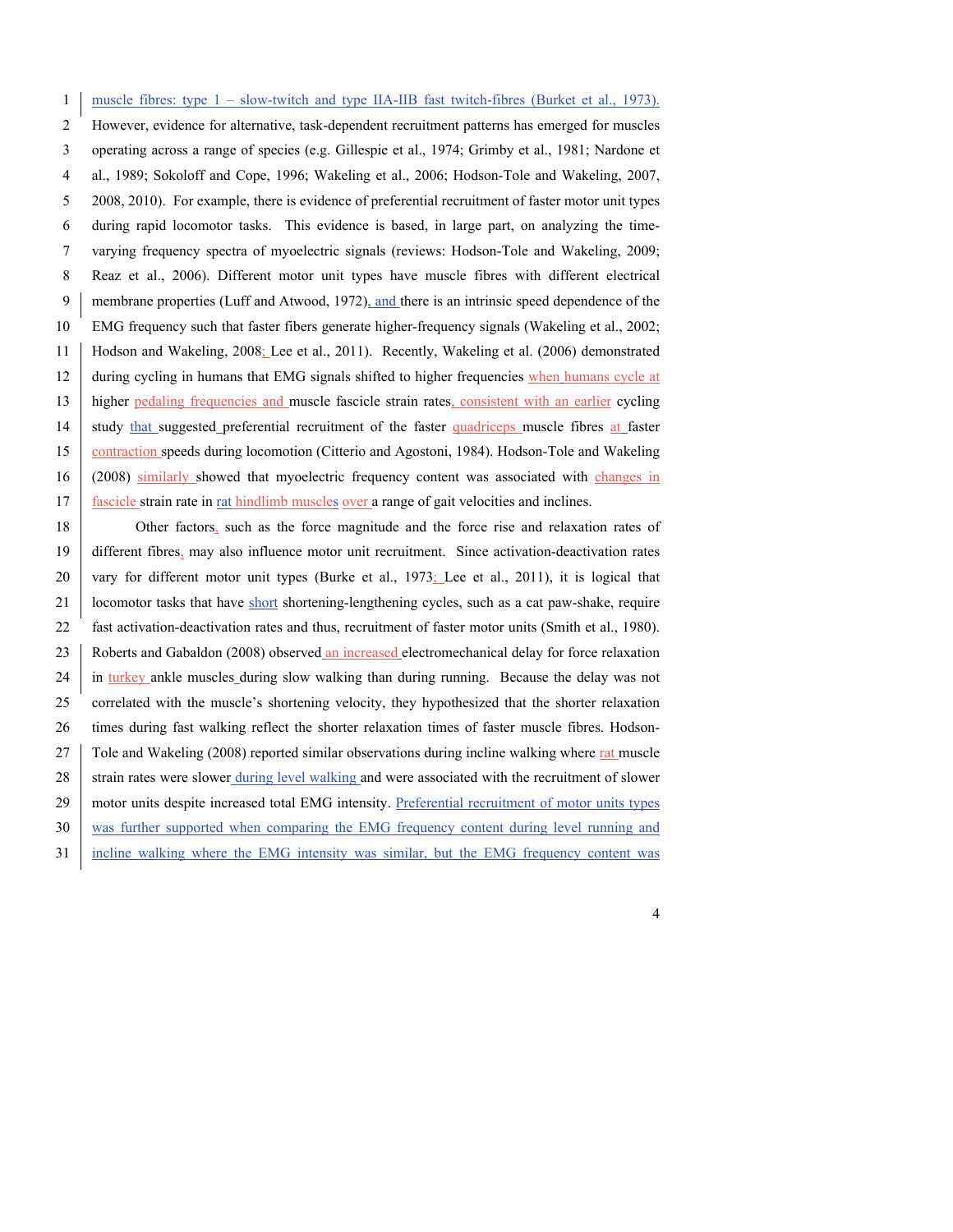muscle fibres: type 1 – slow-twitch and type IIA-IIB fast twitch-fibres (Burket et al., 1973). However, evidence for alternative, task-dependent recruitment patterns has emerged for muscles operating across a range of species (e.g. Gillespie et al., 1974; Grimby et al., 1981; Nardone et al., 1989; Sokoloff and Cope, 1996; Wakeling et al., 2006; Hodson-Tole and Wakeling, 2007, 2008, 2010). For example, there is evidence of preferential recruitment of faster motor unit types during rapid locomotor tasks. This evidence is based, in large part, on analyzing the time-varying frequency spectra of myoelectric signals (reviews: Hodson-Tole and Wakeling, 2009; Reaz et al., 2006). Different motor unit types have muscle fibres with different electrical membrane properties (Luff and Atwood, 1972), and there is an intrinsic speed dependence of the EMG frequency such that faster fibers generate higher-frequency signals (Wakeling et al., 2002; Hodson and Wakeling, 2008; Lee et al., 2011). Recently, Wakeling et al. (2006) demonstrated during cycling in humans that EMG signals shifted to higher frequencies when humans cycle at higher pedaling frequencies and muscle fascicle strain rates, consistent with an earlier cycling study that suggested preferential recruitment of the faster quadriceps muscle fibres at faster contraction speeds during locomotion (Citterio and Agostoni, 1984). Hodson-Tole and Wakeling (2008) similarly showed that myoelectric frequency content was associated with changes in fascicle strain rate in rat hindlimb muscles over a range of gait velocities and inclines.

Other factors, such as the force magnitude and the force rise and relaxation rates of different fibres, may also influence motor unit recruitment. Since activation-deactivation rates vary for different motor unit types (Burke et al., 1973; Lee et al., 2011), it is logical that locomotor tasks that have short shortening-lengthening cycles, such as a cat paw-shake, require fast activation-deactivation rates and thus, recruitment of faster motor units (Smith et al., 1980). Roberts and Gabaldon (2008) observed an increased electromechanical delay for force relaxation in turkey ankle muscles during slow walking than during running. Because the delay was not correlated with the muscle's shortening velocity, they hypothesized that the shorter relaxation times during fast walking reflect the shorter relaxation times of faster muscle fibres. Hodson-Tole and Wakeling (2008) reported similar observations during incline walking where rat muscle strain rates were slower during level walking and were associated with the recruitment of slower motor units despite increased total EMG intensity. Preferential recruitment of motor units types was further supported when comparing the EMG frequency content during level running and incline walking where the EMG intensity was similar, but the EMG frequency content was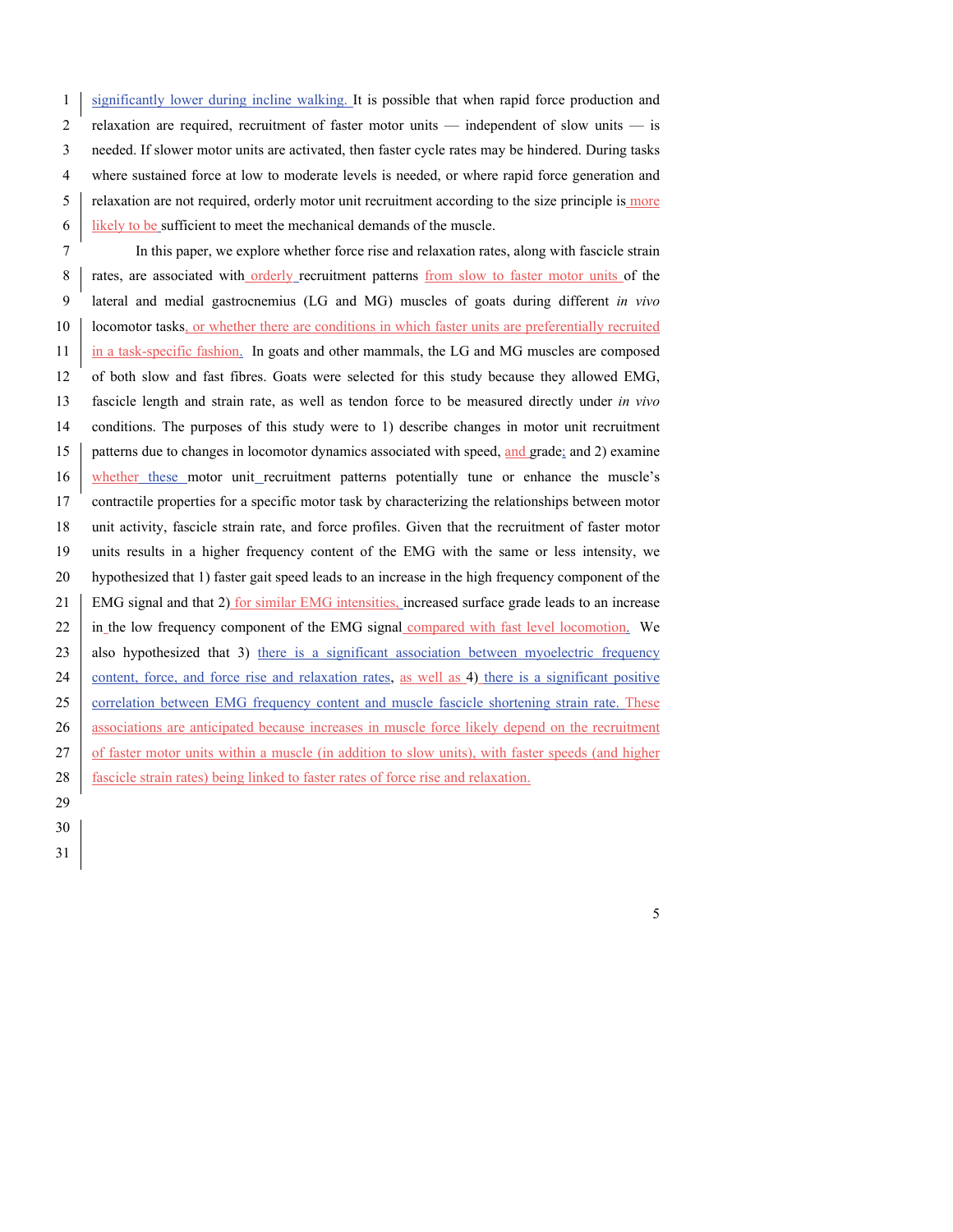significantly lower during incline walking. It is possible that when rapid force production and relaxation are required, recruitment of faster motor units — independent of slow units — is needed. If slower motor units are activated, then faster cycle rates may be hindered. During tasks where sustained force at low to moderate levels is needed, or where rapid force generation and relaxation are not required, orderly motor unit recruitment according to the size principle is more likely to be sufficient to meet the mechanical demands of the muscle.

In this paper, we explore whether force rise and relaxation rates, along with fascicle strain rates, are associated with orderly recruitment patterns from slow to faster motor units of the lateral and medial gastrocnemius (LG and MG) muscles of goats during different *in vivo* locomotor tasks, or whether there are conditions in which faster units are preferentially recruited in a task-specific fashion. In goats and other mammals, the LG and MG muscles are composed of both slow and fast fibres. Goats were selected for this study because they allowed EMG, fascicle length and strain rate, as well as tendon force to be measured directly under *in vivo* conditions. The purposes of this study were to 1) describe changes in motor unit recruitment patterns due to changes in locomotor dynamics associated with speed, and grade; and 2) examine whether these motor unit recruitment patterns potentially tune or enhance the muscle's contractile properties for a specific motor task by characterizing the relationships between motor unit activity, fascicle strain rate, and force profiles. Given that the recruitment of faster motor units results in a higher frequency content of the EMG with the same or less intensity, we hypothesized that 1) faster gait speed leads to an increase in the high frequency component of the EMG signal and that 2) for similar EMG intensities, increased surface grade leads to an increase in the low frequency component of the EMG signal compared with fast level locomotion. We also hypothesized that 3) there is a significant association between myoelectric frequency content, force, and force rise and relaxation rates, as well as 4) there is a significant positive correlation between EMG frequency content and muscle fascicle shortening strain rate. These associations are anticipated because increases in muscle force likely depend on the recruitment of faster motor units within a muscle (in addition to slow units), with faster speeds (and higher fascicle strain rates) being linked to faster rates of force rise and relaxation.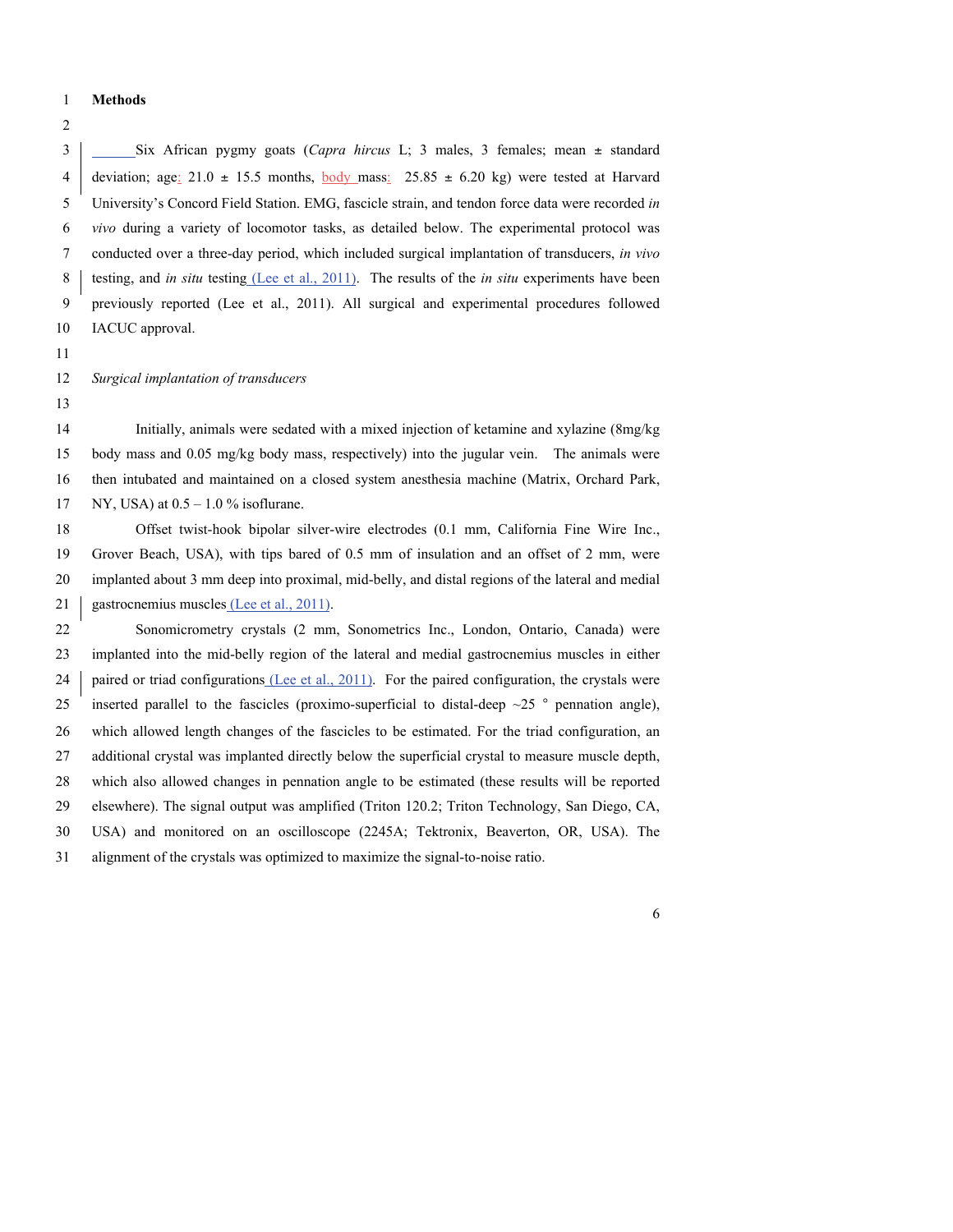# Methods

Six African pygmy goats (*Capra hircus* L; 3 males, 3 females; mean ± standard deviation; age: 21.0 ± 15.5 months, body mass: 25.85 ± 6.20 kg) were tested at Harvard University's Concord Field Station. EMG, fascicle strain, and tendon force data were recorded *in vivo* during a variety of locomotor tasks, as detailed below. The experimental protocol was conducted over a three-day period, which included surgical implantation of transducers, *in vivo* testing, and *in situ* testing (Lee et al., 2011). The results of the *in situ* experiments have been previously reported (Lee et al., 2011). All surgical and experimental procedures followed IACUC approval.

*Surgical implantation of transducers*

Initially, animals were sedated with a mixed injection of ketamine and xylazine (8mg/kg body mass and 0.05 mg/kg body mass, respectively) into the jugular vein. The animals were then intubated and maintained on a closed system anesthesia machine (Matrix, Orchard Park, NY, USA) at 0.5 – 1.0 % isoflurane.

Offset twist-hook bipolar silver-wire electrodes (0.1 mm, California Fine Wire Inc., Grover Beach, USA), with tips bared of 0.5 mm of insulation and an offset of 2 mm, were implanted about 3 mm deep into proximal, mid-belly, and distal regions of the lateral and medial gastrocnemius muscles (Lee et al., 2011).

Sonomicrometry crystals (2 mm, Sonometrics Inc., London, Ontario, Canada) were implanted into the mid-belly region of the lateral and medial gastrocnemius muscles in either paired or triad configurations (Lee et al., 2011). For the paired configuration, the crystals were inserted parallel to the fascicles (proximo-superficial to distal-deep ~25 ° pennation angle), which allowed length changes of the fascicles to be estimated. For the triad configuration, an additional crystal was implanted directly below the superficial crystal to measure muscle depth, which also allowed changes in pennation angle to be estimated (these results will be reported elsewhere). The signal output was amplified (Triton 120.2; Triton Technology, San Diego, CA, USA) and monitored on an oscilloscope (2245A; Tektronix, Beaverton, OR, USA). The alignment of the crystals was optimized to maximize the signal-to-noise ratio.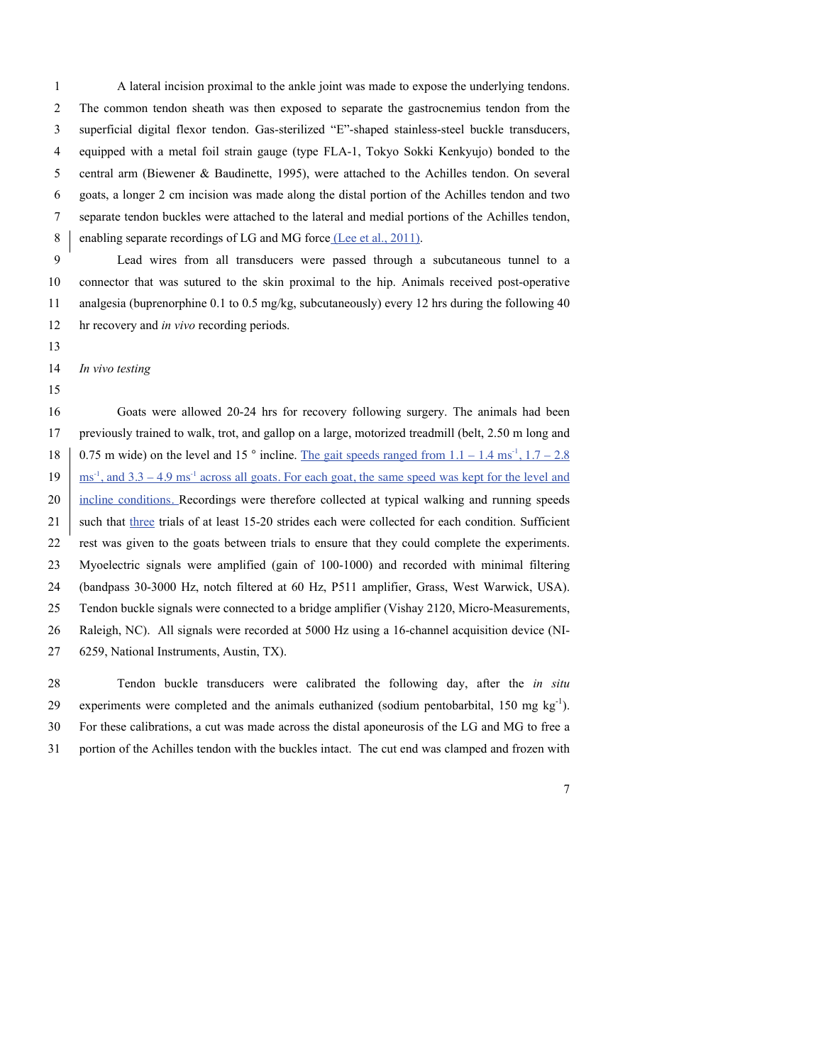A lateral incision proximal to the ankle joint was made to expose the underlying tendons. The common tendon sheath was then exposed to separate the gastrocnemius tendon from the superficial digital flexor tendon. Gas-sterilized "E"-shaped stainless-steel buckle transducers, equipped with a metal foil strain gauge (type FLA-1, Tokyo Sokki Kenkyujo) bonded to the central arm (Biewener & Baudinette, 1995), were attached to the Achilles tendon. On several goats, a longer 2 cm incision was made along the distal portion of the Achilles tendon and two separate tendon buckles were attached to the lateral and medial portions of the Achilles tendon, enabling separate recordings of LG and MG force (Lee et al., 2011).

Lead wires from all transducers were passed through a subcutaneous tunnel to a connector that was sutured to the skin proximal to the hip. Animals received post-operative analgesia (buprenorphine 0.1 to 0.5 mg/kg, subcutaneously) every 12 hrs during the following 40 hr recovery and *in vivo* recording periods.

*In vivo testing*

Goats were allowed 20-24 hrs for recovery following surgery. The animals had been previously trained to walk, trot, and gallop on a large, motorized treadmill (belt, 2.50 m long and 0.75 m wide) on the level and 15 ° incline. The gait speeds ranged from 1.1 – 1.4 $ms^{-1}$, 1.7 – 2.8 $ms^{-1}$, and 3.3 – 4.9 $ms^{-1}$ across all goats. For each goat, the same speed was kept for the level and incline conditions. Recordings were therefore collected at typical walking and running speeds such that three trials of at least 15-20 strides each were collected for each condition. Sufficient rest was given to the goats between trials to ensure that they could complete the experiments. Myoelectric signals were amplified (gain of 100-1000) and recorded with minimal filtering (bandpass 30-3000 Hz, notch filtered at 60 Hz, P511 amplifier, Grass, West Warwick, USA). Tendon buckle signals were connected to a bridge amplifier (Vishay 2120, Micro-Measurements, Raleigh, NC). All signals were recorded at 5000 Hz using a 16-channel acquisition device (NI-6259, National Instruments, Austin, TX).

Tendon buckle transducers were calibrated the following day, after the *in situ* experiments were completed and the animals euthanized (sodium pentobarbital, 150 mg $kg^{-1}$). For these calibrations, a cut was made across the distal aponeurosis of the LG and MG to free a portion of the Achilles tendon with the buckles intact. The cut end was clamped and frozen with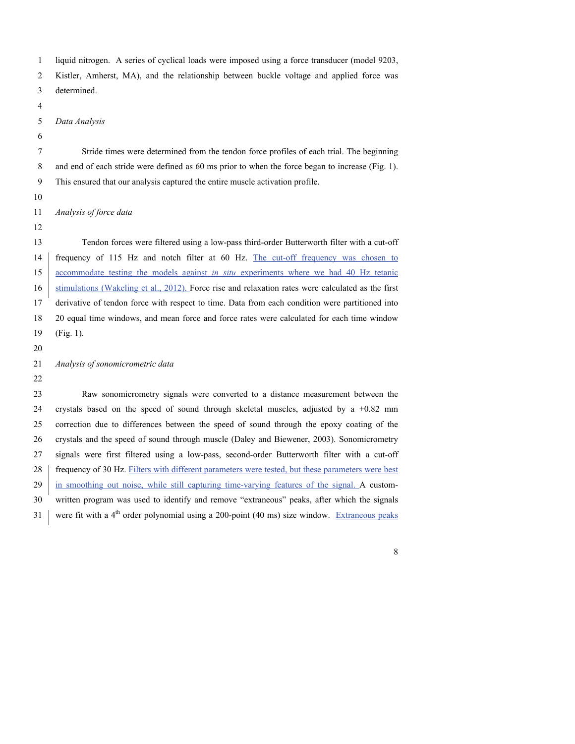liquid nitrogen. A series of cyclical loads were imposed using a force transducer (model 9203, Kistler, Amherst, MA), and the relationship between buckle voltage and applied force was determined.

*Data Analysis*

Stride times were determined from the tendon force profiles of each trial. The beginning and end of each stride were defined as 60 ms prior to when the force began to increase (Fig. 1). This ensured that our analysis captured the entire muscle activation profile.

*Analysis of force data*

Tendon forces were filtered using a low-pass third-order Butterworth filter with a cut-off frequency of 115 Hz and notch filter at 60 Hz. The cut-off frequency was chosen to accommodate testing the models against *in situ* experiments where we had 40 Hz tetanic stimulations (Wakeling et al., 2012). Force rise and relaxation rates were calculated as the first derivative of tendon force with respect to time. Data from each condition were partitioned into 20 equal time windows, and mean force and force rates were calculated for each time window (Fig. 1).

*Analysis of sonomicrometric data*

Raw sonomicrometry signals were converted to a distance measurement between the crystals based on the speed of sound through skeletal muscles, adjusted by a +0.82 mm correction due to differences between the speed of sound through the epoxy coating of the crystals and the speed of sound through muscle (Daley and Biewener, 2003). Sonomicrometry signals were first filtered using a low-pass, second-order Butterworth filter with a cut-off frequency of 30 Hz. Filters with different parameters were tested, but these parameters were best in smoothing out noise, while still capturing time-varying features of the signal. A custom-written program was used to identify and remove "extraneous" peaks, after which the signals were fit with a 4th order polynomial using a 200-point (40 ms) size window. Extraneous peaks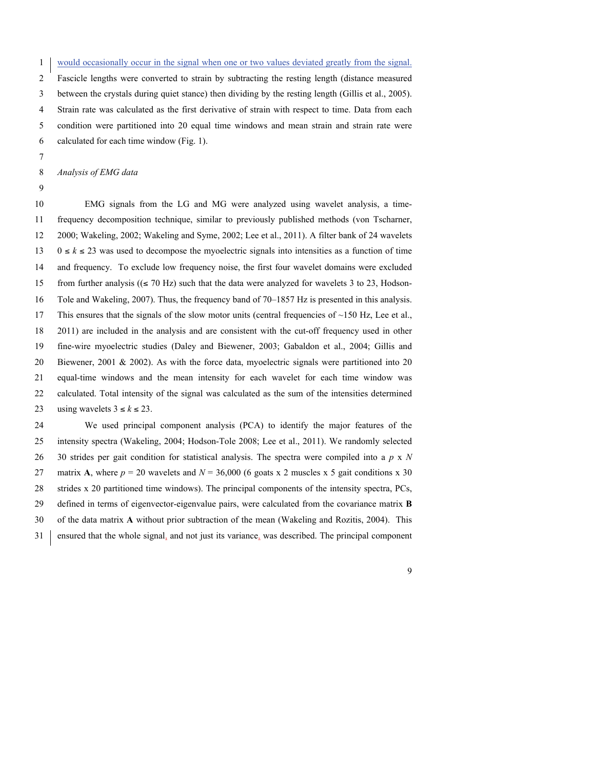would occasionally occur in the signal when one or two values deviated greatly from the signal. Fascicle lengths were converted to strain by subtracting the resting length (distance measured between the crystals during quiet stance) then dividing by the resting length (Gillis et al., 2005). Strain rate was calculated as the first derivative of strain with respect to time. Data from each condition were partitioned into 20 equal time windows and mean strain and strain rate were calculated for each time window (Fig. 1).

*Analysis of EMG data*

EMG signals from the LG and MG were analyzed using wavelet analysis, a time-frequency decomposition technique, similar to previously published methods (von Tscharner, 2000; Wakeling, 2002; Wakeling and Syme, 2002; Lee et al., 2011). A filter bank of 24 wavelets $0 \leq k \leq 23$ was used to decompose the myoelectric signals into intensities as a function of time and frequency. To exclude low frequency noise, the first four wavelet domains were excluded from further analysis ((≤ 70 Hz) such that the data were analyzed for wavelets 3 to 23, Hodson-Tole and Wakeling, 2007). Thus, the frequency band of 70–1857 Hz is presented in this analysis. This ensures that the signals of the slow motor units (central frequencies of ~150 Hz, Lee et al., 2011) are included in the analysis and are consistent with the cut-off frequency used in other fine-wire myoelectric studies (Daley and Biewener, 2003; Gabaldon et al., 2004; Gillis and Biewener, 2001 & 2002). As with the force data, myoelectric signals were partitioned into 20 equal-time windows and the mean intensity for each wavelet for each time window was calculated. Total intensity of the signal was calculated as the sum of the intensities determined using wavelets $3 \leq k \leq 23$.

We used principal component analysis (PCA) to identify the major features of the intensity spectra (Wakeling, 2004; Hodson-Tole 2008; Lee et al., 2011). We randomly selected 30 strides per gait condition for statistical analysis. The spectra were compiled into a $p$ x $N$ matrix **A**, where $p$ = 20 wavelets and $N$ = 36,000 (6 goats x 2 muscles x 5 gait conditions x 30 strides x 20 partitioned time windows). The principal components of the intensity spectra, PCs, defined in terms of eigenvector-eigenvalue pairs, were calculated from the covariance matrix **B** of the data matrix **A** without prior subtraction of the mean (Wakeling and Rozitis, 2004). This ensured that the whole signal, and not just its variance, was described. The principal component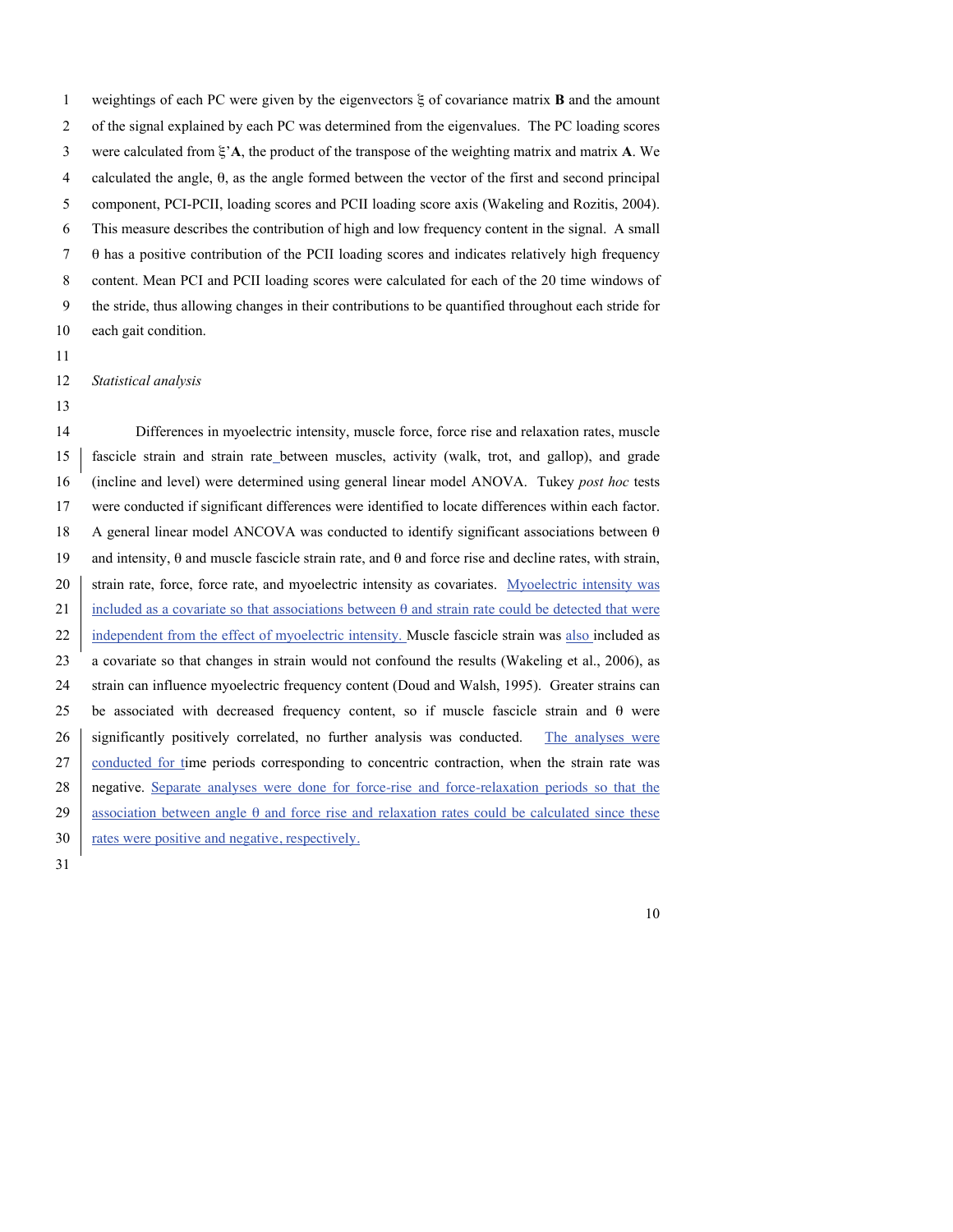weightings of each PC were given by the eigenvectors $\xi$ of covariance matrix **B** and the amount of the signal explained by each PC was determined from the eigenvalues. The PC loading scores were calculated from $\xi$'**A**, the product of the transpose of the weighting matrix and matrix **A**. We calculated the angle, $\theta$, as the angle formed between the vector of the first and second principal component, PCI-PCII, loading scores and PCII loading score axis (Wakeling and Rozitis, 2004). This measure describes the contribution of high and low frequency content in the signal. A small $\theta$ has a positive contribution of the PCII loading scores and indicates relatively high frequency content. Mean PCI and PCII loading scores were calculated for each of the 20 time windows of the stride, thus allowing changes in their contributions to be quantified throughout each stride for each gait condition.

*Statistical analysis*

Differences in myoelectric intensity, muscle force, force rise and relaxation rates, muscle fascicle strain and strain rate between muscles, activity (walk, trot, and gallop), and grade (incline and level) were determined using general linear model ANOVA. Tukey *post hoc* tests were conducted if significant differences were identified to locate differences within each factor. A general linear model ANCOVA was conducted to identify significant associations between $\theta$ and intensity, $\theta$ and muscle fascicle strain rate, and $\theta$ and force rise and decline rates, with strain, strain rate, force, force rate, and myoelectric intensity as covariates. Myoelectric intensity was included as a covariate so that associations between $\theta$ and strain rate could be detected that were independent from the effect of myoelectric intensity. Muscle fascicle strain was also included as a covariate so that changes in strain would not confound the results (Wakeling et al., 2006), as strain can influence myoelectric frequency content (Doud and Walsh, 1995). Greater strains can be associated with decreased frequency content, so if muscle fascicle strain and $\theta$ were significantly positively correlated, no further analysis was conducted. The analyses were conducted for time periods corresponding to concentric contraction, when the strain rate was negative. Separate analyses were done for force-rise and force-relaxation periods so that the association between angle $\theta$ and force rise and relaxation rates could be calculated since these rates were positive and negative, respectively.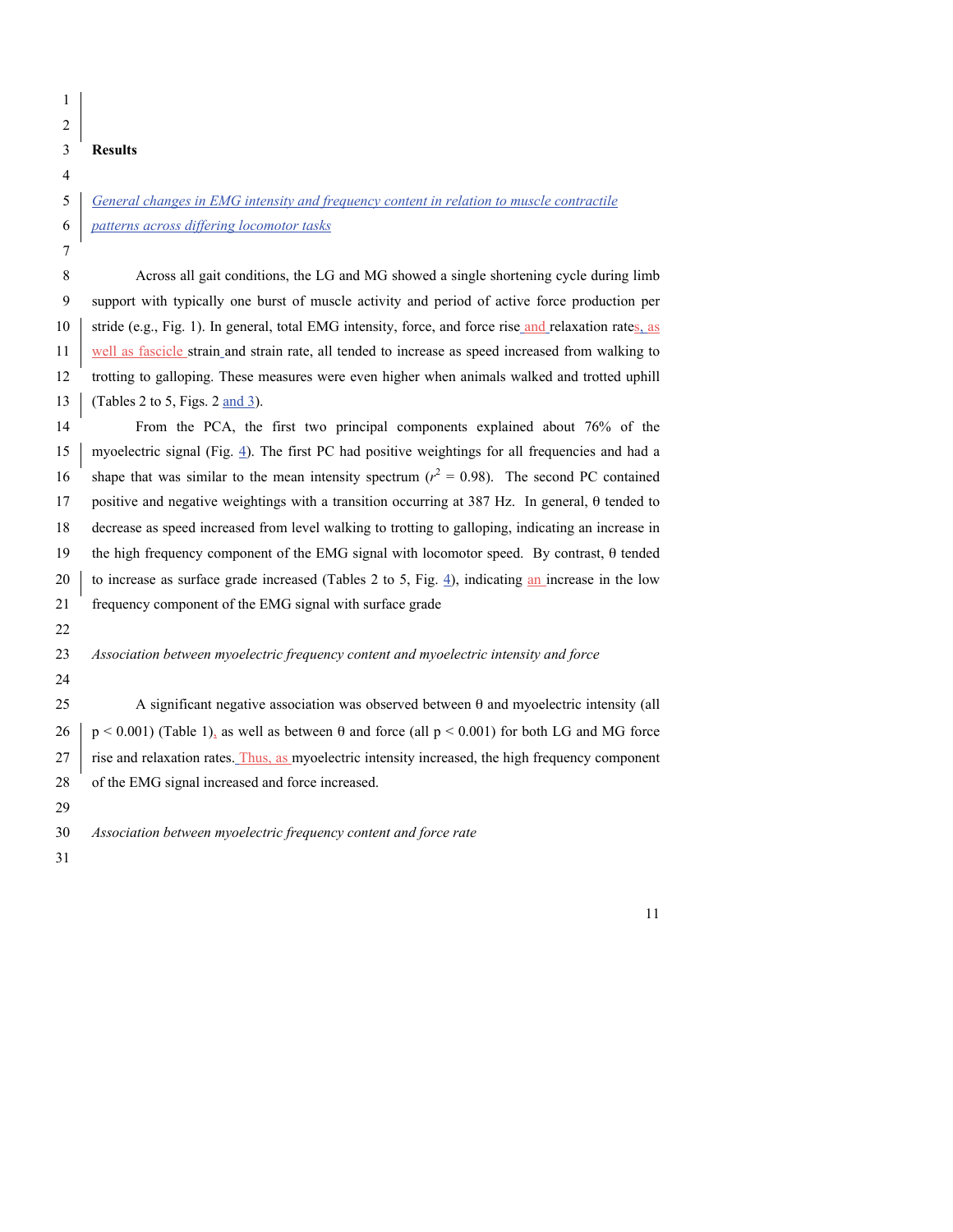## Results

### *General changes in EMG intensity and frequency content in relation to muscle contractile patterns across differing locomotor tasks*

Across all gait conditions, the LG and MG showed a single shortening cycle during limb support with typically one burst of muscle activity and period of active force production per stride (e.g., Fig. 1). In general, total EMG intensity, force, and force rise and relaxation rates, as well as fascicle strain and strain rate, all tended to increase as speed increased from walking to trotting to galloping. These measures were even higher when animals walked and trotted uphill (Tables 2 to 5, Figs. 2 and 3).

From the PCA, the first two principal components explained about 76% of the myoelectric signal (Fig. 4). The first PC had positive weightings for all frequencies and had a shape that was similar to the mean intensity spectrum ($r^2$ = 0.98). The second PC contained positive and negative weightings with a transition occurring at 387 Hz. In general, θ tended to decrease as speed increased from level walking to trotting to galloping, indicating an increase in the high frequency component of the EMG signal with locomotor speed. By contrast, θ tended to increase as surface grade increased (Tables 2 to 5, Fig. 4), indicating an increase in the low frequency component of the EMG signal with surface grade

### *Association between myoelectric frequency content and myoelectric intensity and force*

A significant negative association was observed between θ and myoelectric intensity (all $p < 0.001$) (Table 1), as well as between θ and force (all $p < 0.001$) for both LG and MG force rise and relaxation rates. Thus, as myoelectric intensity increased, the high frequency component of the EMG signal increased and force increased.

### *Association between myoelectric frequency content and force rate*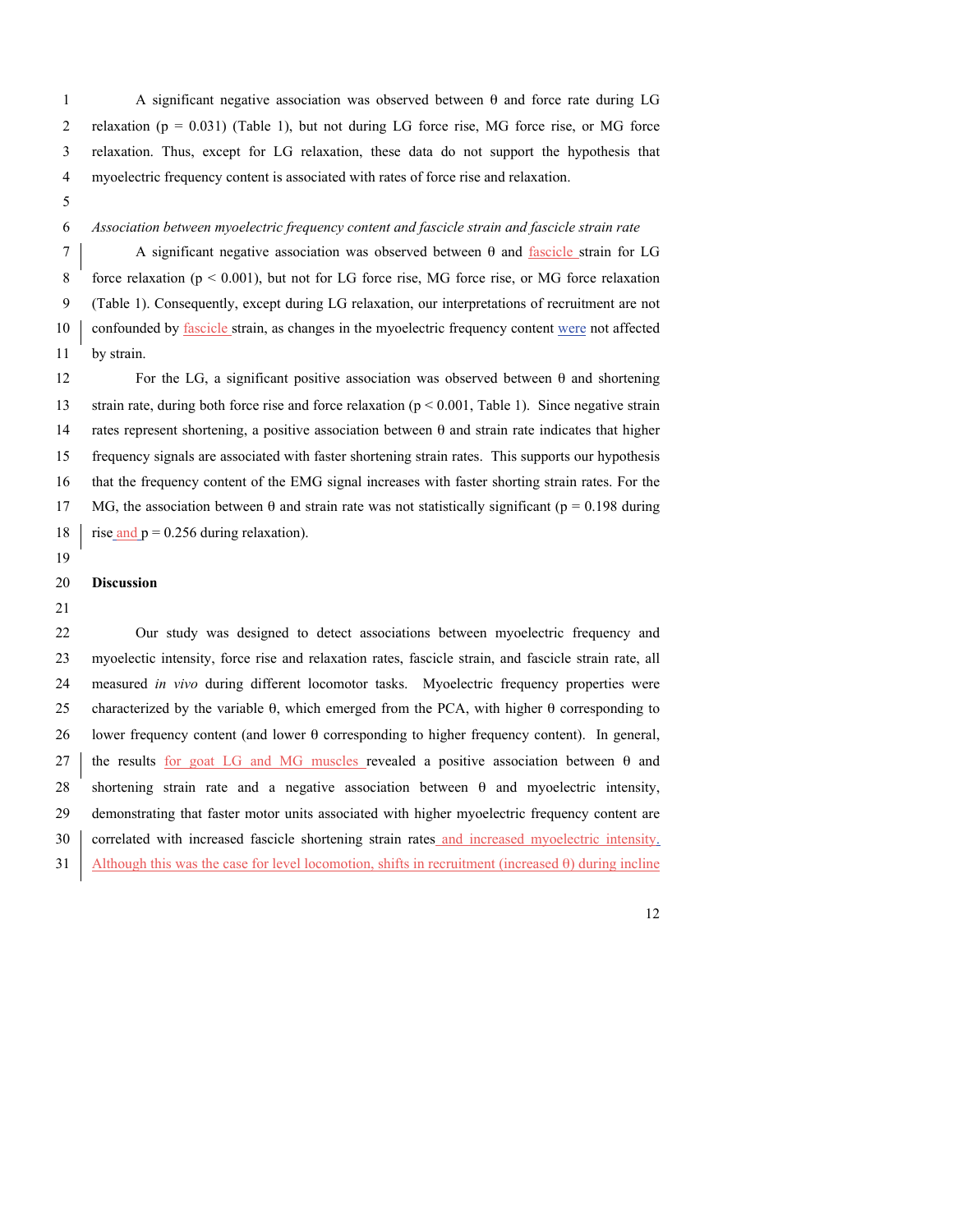A significant negative association was observed between θ and force rate during LG relaxation ($p = 0.031$) (Table 1), but not during LG force rise, MG force rise, or MG force relaxation. Thus, except for LG relaxation, these data do not support the hypothesis that myoelectric frequency content is associated with rates of force rise and relaxation.

*Association between myoelectric frequency content and fascicle strain and fascicle strain rate*

A significant negative association was observed between θ and fascicle strain for LG force relaxation ($p < 0.001$), but not for LG force rise, MG force rise, or MG force relaxation (Table 1). Consequently, except during LG relaxation, our interpretations of recruitment are not confounded by fascicle strain, as changes in the myoelectric frequency content were not affected by strain.

For the LG, a significant positive association was observed between θ and shortening strain rate, during both force rise and force relaxation ($p < 0.001$, Table 1). Since negative strain rates represent shortening, a positive association between θ and strain rate indicates that higher frequency signals are associated with faster shortening strain rates. This supports our hypothesis that the frequency content of the EMG signal increases with faster shorting strain rates. For the MG, the association between θ and strain rate was not statistically significant ($p = 0.198$ during rise and $p = 0.256$ during relaxation).

**Discussion**

Our study was designed to detect associations between myoelectric frequency and myoelectic intensity, force rise and relaxation rates, fascicle strain, and fascicle strain rate, all measured *in vivo* during different locomotor tasks. Myoelectric frequency properties were characterized by the variable θ, which emerged from the PCA, with higher θ corresponding to lower frequency content (and lower θ corresponding to higher frequency content). In general, the results for goat LG and MG muscles revealed a positive association between θ and shortening strain rate and a negative association between θ and myoelectric intensity, demonstrating that faster motor units associated with higher myoelectric frequency content are correlated with increased fascicle shortening strain rates and increased myoelectric intensity. Although this was the case for level locomotion, shifts in recruitment (increased θ) during incline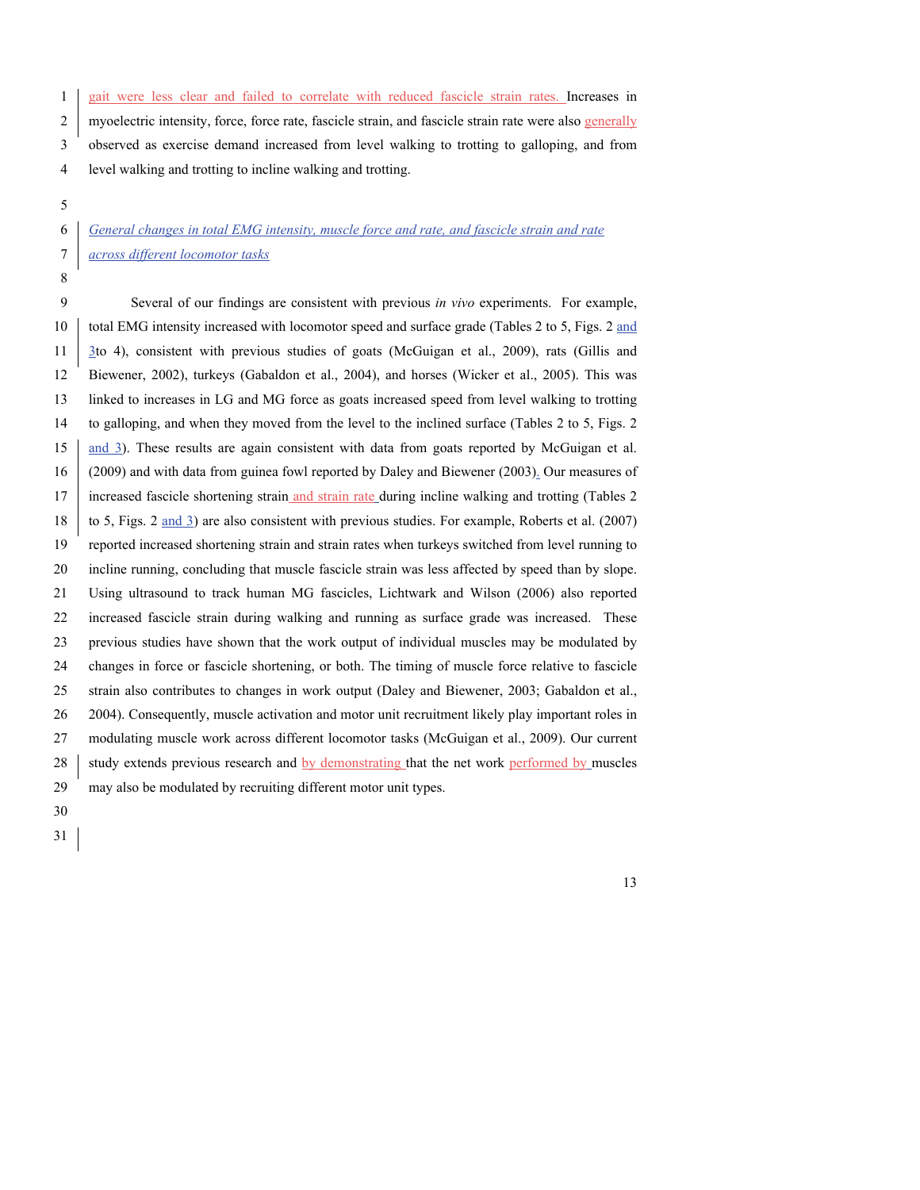gait were less clear and failed to correlate with reduced fascicle strain rates. Increases in myoelectric intensity, force, force rate, fascicle strain, and fascicle strain rate were also generally observed as exercise demand increased from level walking to trotting to galloping, and from level walking and trotting to incline walking and trotting.

*General changes in total EMG intensity, muscle force and rate, and fascicle strain and rate across different locomotor tasks*

Several of our findings are consistent with previous *in vivo* experiments. For example, total EMG intensity increased with locomotor speed and surface grade (Tables 2 to 5, Figs. 2 and 3to 4), consistent with previous studies of goats (McGuigan et al., 2009), rats (Gillis and Biewener, 2002), turkeys (Gabaldon et al., 2004), and horses (Wicker et al., 2005). This was linked to increases in LG and MG force as goats increased speed from level walking to trotting to galloping, and when they moved from the level to the inclined surface (Tables 2 to 5, Figs. 2 and 3). These results are again consistent with data from goats reported by McGuigan et al. (2009) and with data from guinea fowl reported by Daley and Biewener (2003). Our measures of increased fascicle shortening strain and strain rate during incline walking and trotting (Tables 2 to 5, Figs. 2 and 3) are also consistent with previous studies. For example, Roberts et al. (2007) reported increased shortening strain and strain rates when turkeys switched from level running to incline running, concluding that muscle fascicle strain was less affected by speed than by slope. Using ultrasound to track human MG fascicles, Lichtwark and Wilson (2006) also reported increased fascicle strain during walking and running as surface grade was increased. These previous studies have shown that the work output of individual muscles may be modulated by changes in force or fascicle shortening, or both. The timing of muscle force relative to fascicle strain also contributes to changes in work output (Daley and Biewener, 2003; Gabaldon et al., 2004). Consequently, muscle activation and motor unit recruitment likely play important roles in modulating muscle work across different locomotor tasks (McGuigan et al., 2009). Our current study extends previous research and by demonstrating that the net work performed by muscles may also be modulated by recruiting different motor unit types.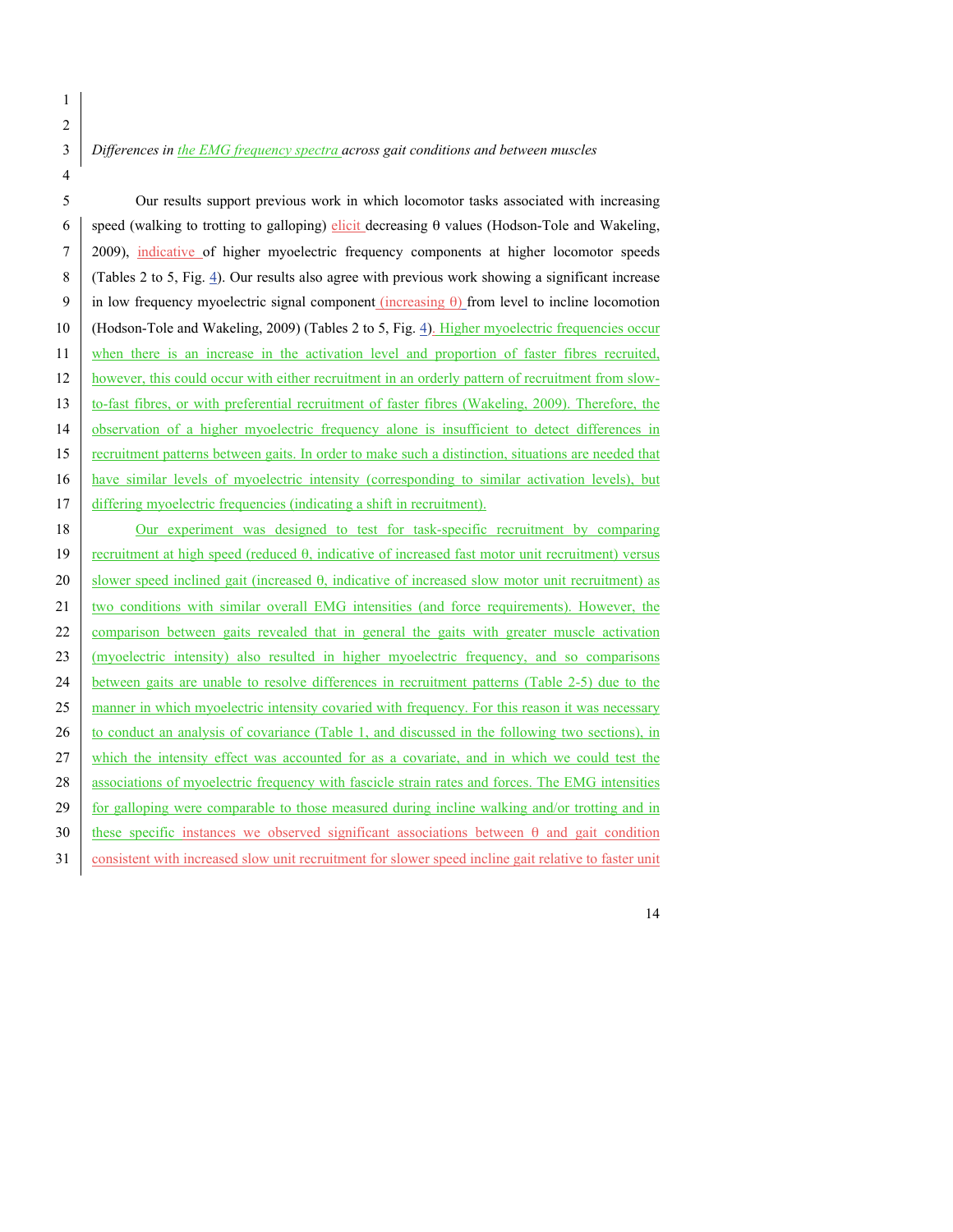*Differences in the EMG frequency spectra across gait conditions and between muscles*

Our results support previous work in which locomotor tasks associated with increasing speed (walking to trotting to galloping) elicit decreasing θ values (Hodson-Tole and Wakeling, 2009), indicative of higher myoelectric frequency components at higher locomotor speeds (Tables 2 to 5, Fig. 4). Our results also agree with previous work showing a significant increase in low frequency myoelectric signal component (increasing θ) from level to incline locomotion (Hodson-Tole and Wakeling, 2009) (Tables 2 to 5, Fig. 4). Higher myoelectric frequencies occur when there is an increase in the activation level and proportion of faster fibres recruited, however, this could occur with either recruitment in an orderly pattern of recruitment from slow-to-fast fibres, or with preferential recruitment of faster fibres (Wakeling, 2009). Therefore, the observation of a higher myoelectric frequency alone is insufficient to detect differences in recruitment patterns between gaits. In order to make such a distinction, situations are needed that have similar levels of myoelectric intensity (corresponding to similar activation levels), but differing myoelectric frequencies (indicating a shift in recruitment).

Our experiment was designed to test for task-specific recruitment by comparing recruitment at high speed (reduced θ, indicative of increased fast motor unit recruitment) versus slower speed inclined gait (increased θ, indicative of increased slow motor unit recruitment) as two conditions with similar overall EMG intensities (and force requirements). However, the comparison between gaits revealed that in general the gaits with greater muscle activation (myoelectric intensity) also resulted in higher myoelectric frequency, and so comparisons between gaits are unable to resolve differences in recruitment patterns (Table 2-5) due to the manner in which myoelectric intensity covaried with frequency. For this reason it was necessary to conduct an analysis of covariance (Table 1, and discussed in the following two sections), in which the intensity effect was accounted for as a covariate, and in which we could test the associations of myoelectric frequency with fascicle strain rates and forces. The EMG intensities for galloping were comparable to those measured during incline walking and/or trotting and in these specific instances we observed significant associations between θ and gait condition consistent with increased slow unit recruitment for slower speed incline gait relative to faster unit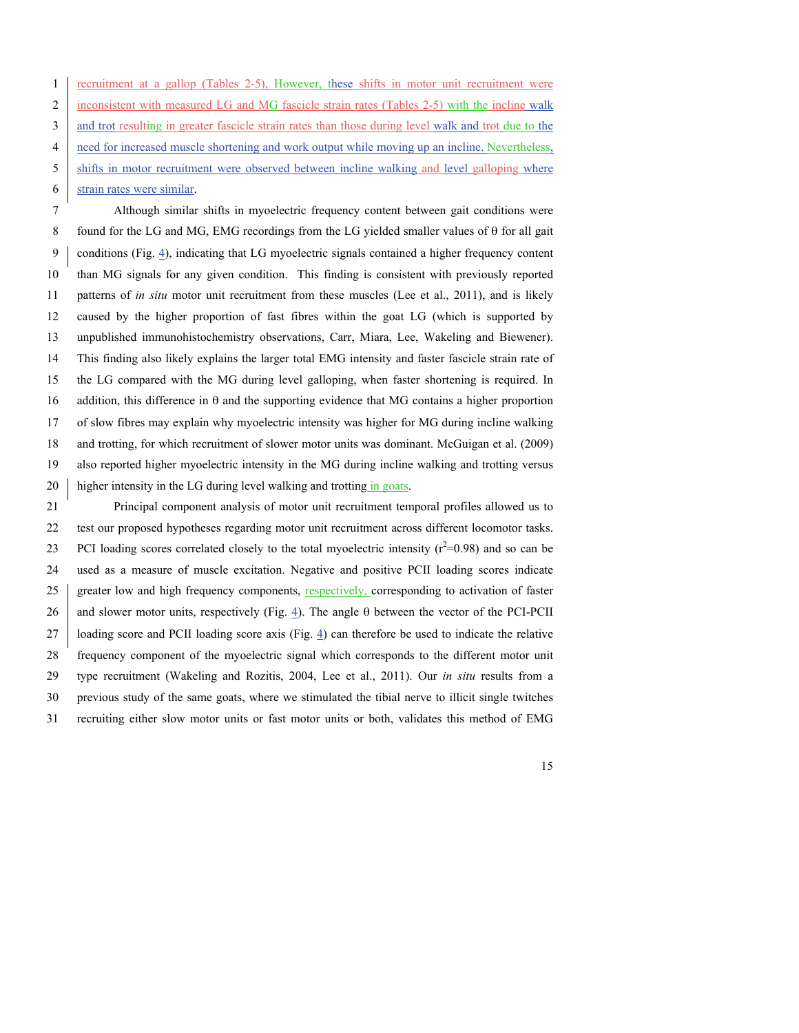recruitment at a gallop (Tables 2-5). However, these shifts in motor unit recruitment were inconsistent with measured LG and MG fascicle strain rates (Tables 2-5) with the incline walk and trot resulting in greater fascicle strain rates than those during level walk and trot due to the need for increased muscle shortening and work output while moving up an incline. Nevertheless, shifts in motor recruitment were observed between incline walking and level galloping where strain rates were similar.

Although similar shifts in myoelectric frequency content between gait conditions were found for the LG and MG, EMG recordings from the LG yielded smaller values of θ for all gait conditions (Fig. 4), indicating that LG myoelectric signals contained a higher frequency content than MG signals for any given condition. This finding is consistent with previously reported patterns of *in situ* motor unit recruitment from these muscles (Lee et al., 2011), and is likely caused by the higher proportion of fast fibres within the goat LG (which is supported by unpublished immunohistochemistry observations, Carr, Miara, Lee, Wakeling and Biewener). This finding also likely explains the larger total EMG intensity and faster fascicle strain rate of the LG compared with the MG during level galloping, when faster shortening is required. In addition, this difference in θ and the supporting evidence that MG contains a higher proportion of slow fibres may explain why myoelectric intensity was higher for MG during incline walking and trotting, for which recruitment of slower motor units was dominant. McGuigan et al. (2009) also reported higher myoelectric intensity in the MG during incline walking and trotting versus higher intensity in the LG during level walking and trotting in goats.

Principal component analysis of motor unit recruitment temporal profiles allowed us to test our proposed hypotheses regarding motor unit recruitment across different locomotor tasks. PCI loading scores correlated closely to the total myoelectric intensity ($r^2$=0.98) and so can be used as a measure of muscle excitation. Negative and positive PCII loading scores indicate greater low and high frequency components, respectively, corresponding to activation of faster and slower motor units, respectively (Fig. 4). The angle θ between the vector of the PCI-PCII loading score and PCII loading score axis (Fig. 4) can therefore be used to indicate the relative frequency component of the myoelectric signal which corresponds to the different motor unit type recruitment (Wakeling and Rozitis, 2004, Lee et al., 2011). Our *in situ* results from a previous study of the same goats, where we stimulated the tibial nerve to illicit single twitches recruiting either slow motor units or fast motor units or both, validates this method of EMG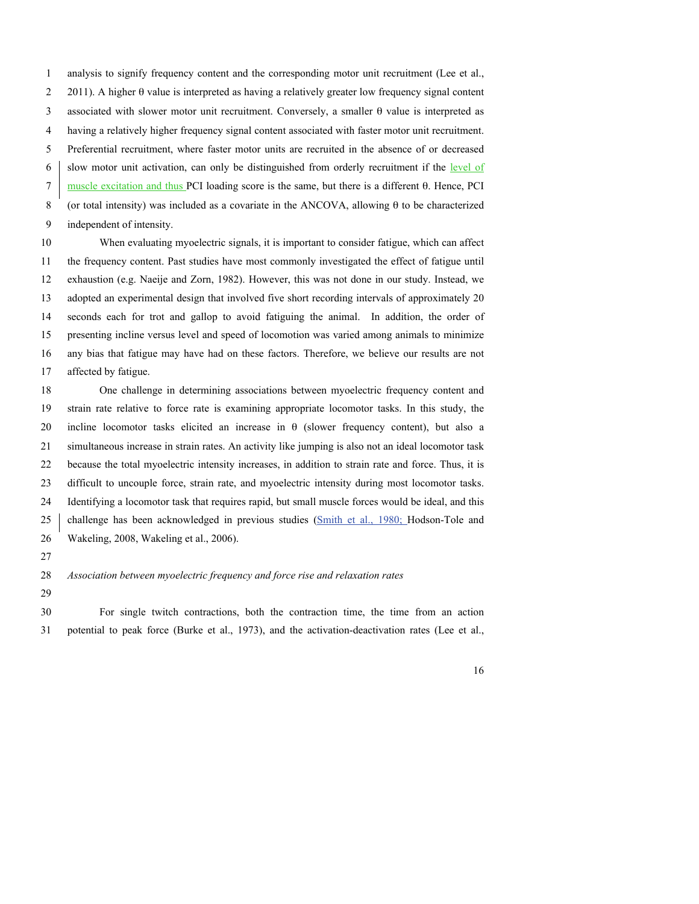analysis to signify frequency content and the corresponding motor unit recruitment (Lee et al., 2011). A higher θ value is interpreted as having a relatively greater low frequency signal content associated with slower motor unit recruitment. Conversely, a smaller θ value is interpreted as having a relatively higher frequency signal content associated with faster motor unit recruitment. Preferential recruitment, where faster motor units are recruited in the absence of or decreased slow motor unit activation, can only be distinguished from orderly recruitment if the level of muscle excitation and thus PCI loading score is the same, but there is a different θ. Hence, PCI (or total intensity) was included as a covariate in the ANCOVA, allowing θ to be characterized independent of intensity.

When evaluating myoelectric signals, it is important to consider fatigue, which can affect the frequency content. Past studies have most commonly investigated the effect of fatigue until exhaustion (e.g. Naeije and Zorn, 1982). However, this was not done in our study. Instead, we adopted an experimental design that involved five short recording intervals of approximately 20 seconds each for trot and gallop to avoid fatiguing the animal. In addition, the order of presenting incline versus level and speed of locomotion was varied among animals to minimize any bias that fatigue may have had on these factors. Therefore, we believe our results are not affected by fatigue.

One challenge in determining associations between myoelectric frequency content and strain rate relative to force rate is examining appropriate locomotor tasks. In this study, the incline locomotor tasks elicited an increase in θ (slower frequency content), but also a simultaneous increase in strain rates. An activity like jumping is also not an ideal locomotor task because the total myoelectric intensity increases, in addition to strain rate and force. Thus, it is difficult to uncouple force, strain rate, and myoelectric intensity during most locomotor tasks. Identifying a locomotor task that requires rapid, but small muscle forces would be ideal, and this challenge has been acknowledged in previous studies (Smith et al., 1980; Hodson-Tole and Wakeling, 2008, Wakeling et al., 2006).

*Association between myoelectric frequency and force rise and relaxation rates*

For single twitch contractions, both the contraction time, the time from an action potential to peak force (Burke et al., 1973), and the activation-deactivation rates (Lee et al.,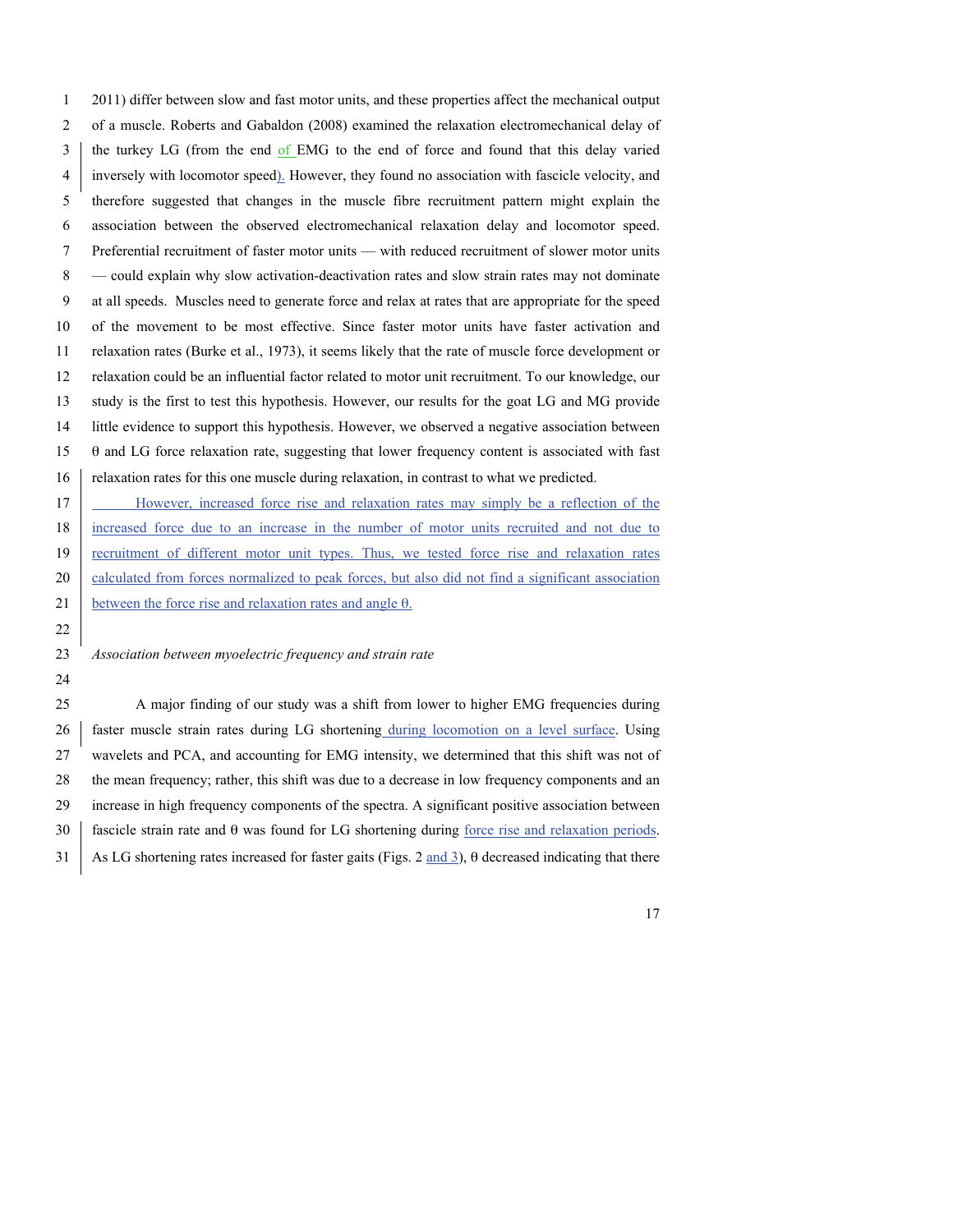2011) differ between slow and fast motor units, and these properties affect the mechanical output of a muscle. Roberts and Gabaldon (2008) examined the relaxation electromechanical delay of the turkey LG (from the end of EMG to the end of force and found that this delay varied inversely with locomotor speed). However, they found no association with fascicle velocity, and therefore suggested that changes in the muscle fibre recruitment pattern might explain the association between the observed electromechanical relaxation delay and locomotor speed. Preferential recruitment of faster motor units — with reduced recruitment of slower motor units — could explain why slow activation-deactivation rates and slow strain rates may not dominate at all speeds. Muscles need to generate force and relax at rates that are appropriate for the speed of the movement to be most effective. Since faster motor units have faster activation and relaxation rates (Burke et al., 1973), it seems likely that the rate of muscle force development or relaxation could be an influential factor related to motor unit recruitment. To our knowledge, our study is the first to test this hypothesis. However, our results for the goat LG and MG provide little evidence to support this hypothesis. However, we observed a negative association between θ and LG force relaxation rate, suggesting that lower frequency content is associated with fast relaxation rates for this one muscle during relaxation, in contrast to what we predicted.

However, increased force rise and relaxation rates may simply be a reflection of the increased force due to an increase in the number of motor units recruited and not due to recruitment of different motor unit types. Thus, we tested force rise and relaxation rates calculated from forces normalized to peak forces, but also did not find a significant association between the force rise and relaxation rates and angle θ.

*Association between myoelectric frequency and strain rate*

A major finding of our study was a shift from lower to higher EMG frequencies during faster muscle strain rates during LG shortening during locomotion on a level surface. Using wavelets and PCA, and accounting for EMG intensity, we determined that this shift was not of the mean frequency; rather, this shift was due to a decrease in low frequency components and an increase in high frequency components of the spectra. A significant positive association between fascicle strain rate and θ was found for LG shortening during force rise and relaxation periods. As LG shortening rates increased for faster gaits (Figs. 2 and 3), θ decreased indicating that there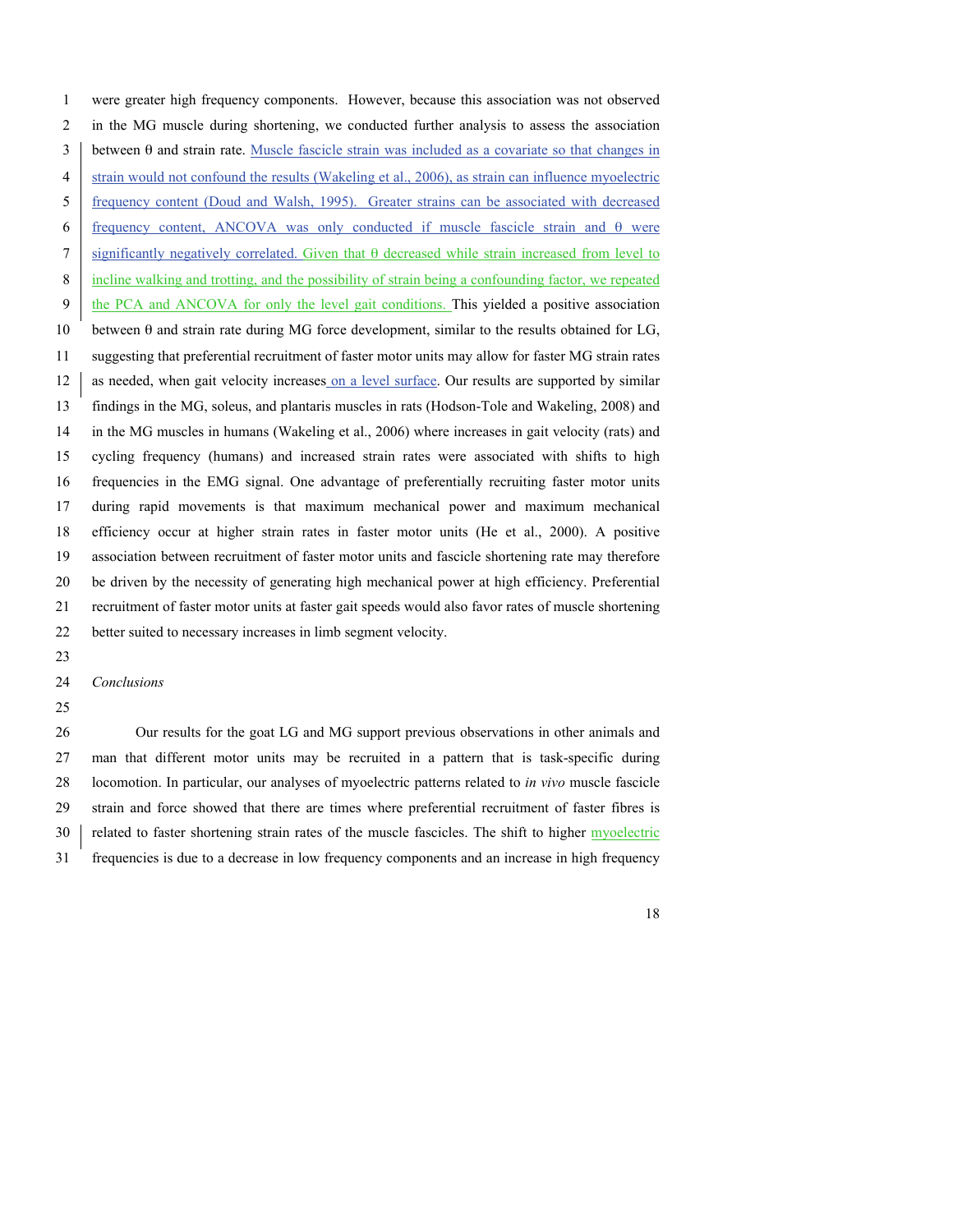were greater high frequency components. However, because this association was not observed in the MG muscle during shortening, we conducted further analysis to assess the association between θ and strain rate. Muscle fascicle strain was included as a covariate so that changes in strain would not confound the results (Wakeling et al., 2006), as strain can influence myoelectric frequency content (Doud and Walsh, 1995). Greater strains can be associated with decreased frequency content, ANCOVA was only conducted if muscle fascicle strain and θ were significantly negatively correlated. Given that θ decreased while strain increased from level to incline walking and trotting, and the possibility of strain being a confounding factor, we repeated the PCA and ANCOVA for only the level gait conditions. This yielded a positive association between θ and strain rate during MG force development, similar to the results obtained for LG, suggesting that preferential recruitment of faster motor units may allow for faster MG strain rates as needed, when gait velocity increases on a level surface. Our results are supported by similar findings in the MG, soleus, and plantaris muscles in rats (Hodson-Tole and Wakeling, 2008) and in the MG muscles in humans (Wakeling et al., 2006) where increases in gait velocity (rats) and cycling frequency (humans) and increased strain rates were associated with shifts to high frequencies in the EMG signal. One advantage of preferentially recruiting faster motor units during rapid movements is that maximum mechanical power and maximum mechanical efficiency occur at higher strain rates in faster motor units (He et al., 2000). A positive association between recruitment of faster motor units and fascicle shortening rate may therefore be driven by the necessity of generating high mechanical power at high efficiency. Preferential recruitment of faster motor units at faster gait speeds would also favor rates of muscle shortening better suited to necessary increases in limb segment velocity.

*Conclusions*

Our results for the goat LG and MG support previous observations in other animals and man that different motor units may be recruited in a pattern that is task-specific during locomotion. In particular, our analyses of myoelectric patterns related to *in vivo* muscle fascicle strain and force showed that there are times where preferential recruitment of faster fibres is related to faster shortening strain rates of the muscle fascicles. The shift to higher myoelectric frequencies is due to a decrease in low frequency components and an increase in high frequency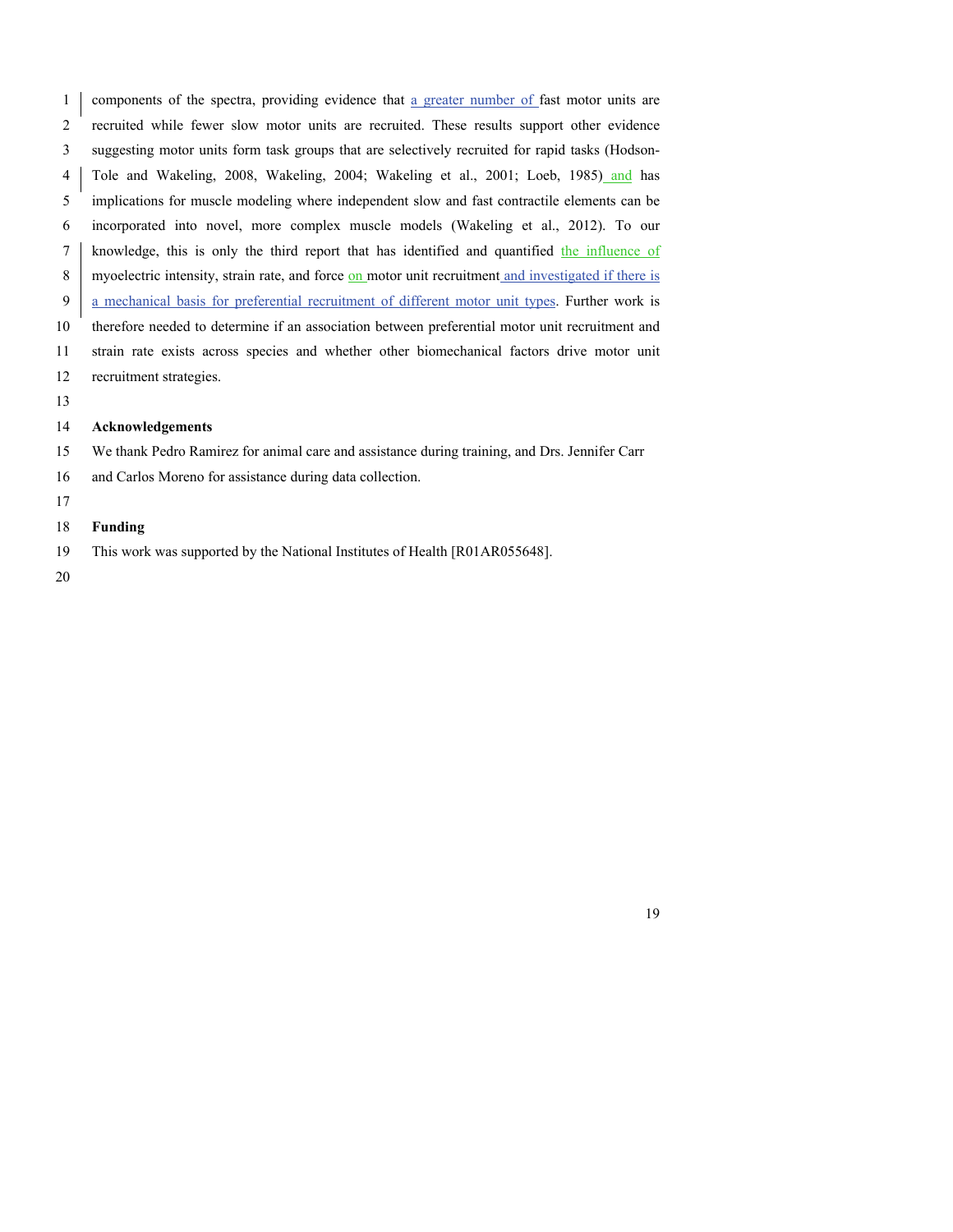components of the spectra, providing evidence that a greater number of fast motor units are recruited while fewer slow motor units are recruited. These results support other evidence suggesting motor units form task groups that are selectively recruited for rapid tasks (Hodson-Tole and Wakeling, 2008, Wakeling, 2004; Wakeling et al., 2001; Loeb, 1985) and has implications for muscle modeling where independent slow and fast contractile elements can be incorporated into novel, more complex muscle models (Wakeling et al., 2012). To our knowledge, this is only the third report that has identified and quantified the influence of myoelectric intensity, strain rate, and force on motor unit recruitment and investigated if there is a mechanical basis for preferential recruitment of different motor unit types. Further work is therefore needed to determine if an association between preferential motor unit recruitment and strain rate exists across species and whether other biomechanical factors drive motor unit recruitment strategies.

**Acknowledgements**

We thank Pedro Ramirez for animal care and assistance during training, and Drs. Jennifer Carr and Carlos Moreno for assistance during data collection.

**Funding**

This work was supported by the National Institutes of Health [R01AR055648].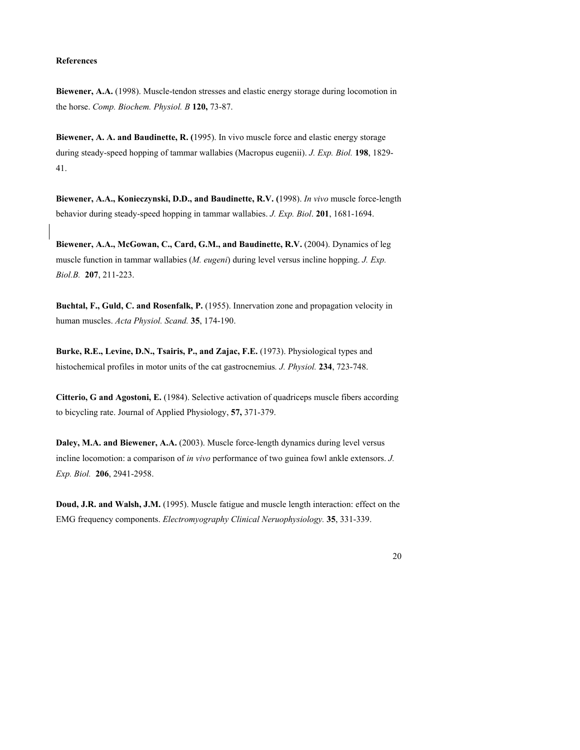**References**

**Biewener, A.A.** (1998). Muscle-tendon stresses and elastic energy storage during locomotion in the horse. *Comp. Biochem. Physiol. B* **120,** 73-87.

**Biewener, A. A. and Baudinette, R. (**1995). In vivo muscle force and elastic energy storage during steady-speed hopping of tammar wallabies (Macropus eugenii). *J. Exp. Biol.* **198**, 1829-41.

**Biewener, A.A., Konieczynski, D.D., and Baudinette, R.V. (**1998). *In vivo* muscle force-length behavior during steady-speed hopping in tammar wallabies. *J. Exp. Biol*. **201**, 1681-1694.

**Biewener, A.A., McGowan, C., Card, G.M., and Baudinette, R.V.** (2004). Dynamics of leg muscle function in tammar wallabies (*M. eugeni*) during level versus incline hopping. *J. Exp. Biol.B.* **207**, 211-223.

**Buchtal, F., Guld, C. and Rosenfalk, P.** (1955). Innervation zone and propagation velocity in human muscles. *Acta Physiol. Scand.* **35**, 174-190.

**Burke, R.E., Levine, D.N., Tsairis, P., and Zajac, F.E.** (1973). Physiological types and histochemical profiles in motor units of the cat gastrocnemius*. J. Physiol.* **234**, 723-748.

**Citterio, G and Agostoni, E.** (1984). Selective activation of quadriceps muscle fibers according to bicycling rate. Journal of Applied Physiology, **57,** 371-379.

**Daley, M.A. and Biewener, A.A.** (2003). Muscle force-length dynamics during level versus incline locomotion: a comparison of *in vivo* performance of two guinea fowl ankle extensors. *J. Exp. Biol.* **206**, 2941-2958.

**Doud, J.R. and Walsh, J.M.** (1995). Muscle fatigue and muscle length interaction: effect on the EMG frequency components. *Electromyography Clinical Neruophysiology.* **35**, 331-339.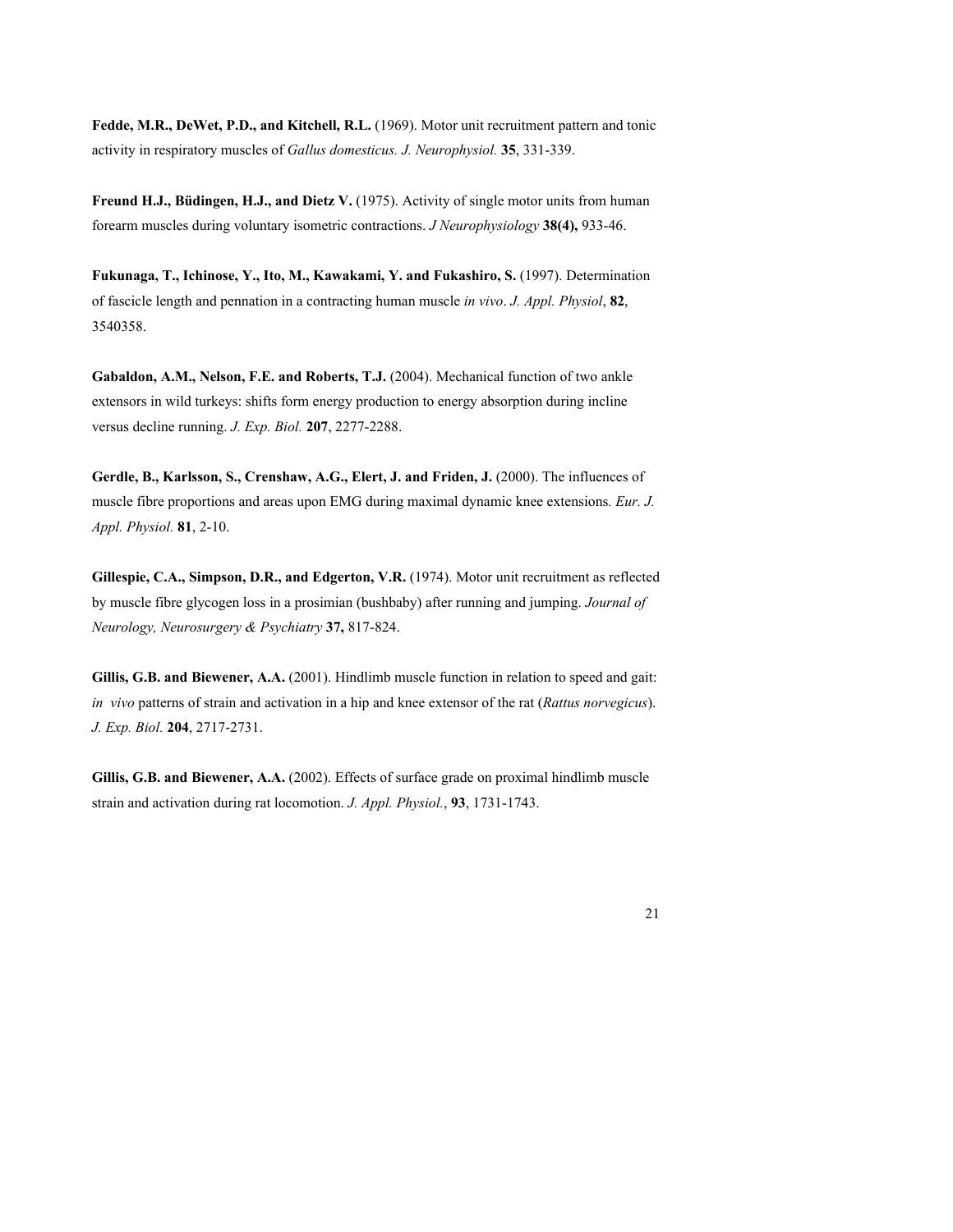**Fedde, M.R., DeWet, P.D., and Kitchell, R.L.** (1969). Motor unit recruitment pattern and tonic activity in respiratory muscles of *Gallus domesticus. J. Neurophysiol.* **35**, 331-339.

**Freund H.J., Büdingen, H.J., and Dietz V.** (1975). Activity of single motor units from human forearm muscles during voluntary isometric contractions. *J Neurophysiology* **38(4),** 933-46.

**Fukunaga, T., Ichinose, Y., Ito, M., Kawakami, Y. and Fukashiro, S.** (1997). Determination of fascicle length and pennation in a contracting human muscle *in vivo*. *J. Appl. Physiol*, **82**, 3540358.

**Gabaldon, A.M., Nelson, F.E. and Roberts, T.J.** (2004). Mechanical function of two ankle extensors in wild turkeys: shifts form energy production to energy absorption during incline versus decline running. *J. Exp. Biol.* **207**, 2277-2288.

**Gerdle, B., Karlsson, S., Crenshaw, A.G., Elert, J. and Friden, J.** (2000). The influences of muscle fibre proportions and areas upon EMG during maximal dynamic knee extensions*. Eur. J. Appl. Physiol.* **81**, 2-10.

**Gillespie, C.A., Simpson, D.R., and Edgerton, V.R.** (1974). Motor unit recruitment as reflected by muscle fibre glycogen loss in a prosimian (bushbaby) after running and jumping. *Journal of Neurology, Neurosurgery & Psychiatry* **37,** 817-824.

**Gillis, G.B. and Biewener, A.A.** (2001). Hindlimb muscle function in relation to speed and gait: *in vivo* patterns of strain and activation in a hip and knee extensor of the rat (*Rattus norvegicus*). *J. Exp. Biol.* **204**, 2717-2731.

**Gillis, G.B. and Biewener, A.A.** (2002). Effects of surface grade on proximal hindlimb muscle strain and activation during rat locomotion. *J. Appl. Physiol.*, **93**, 1731-1743.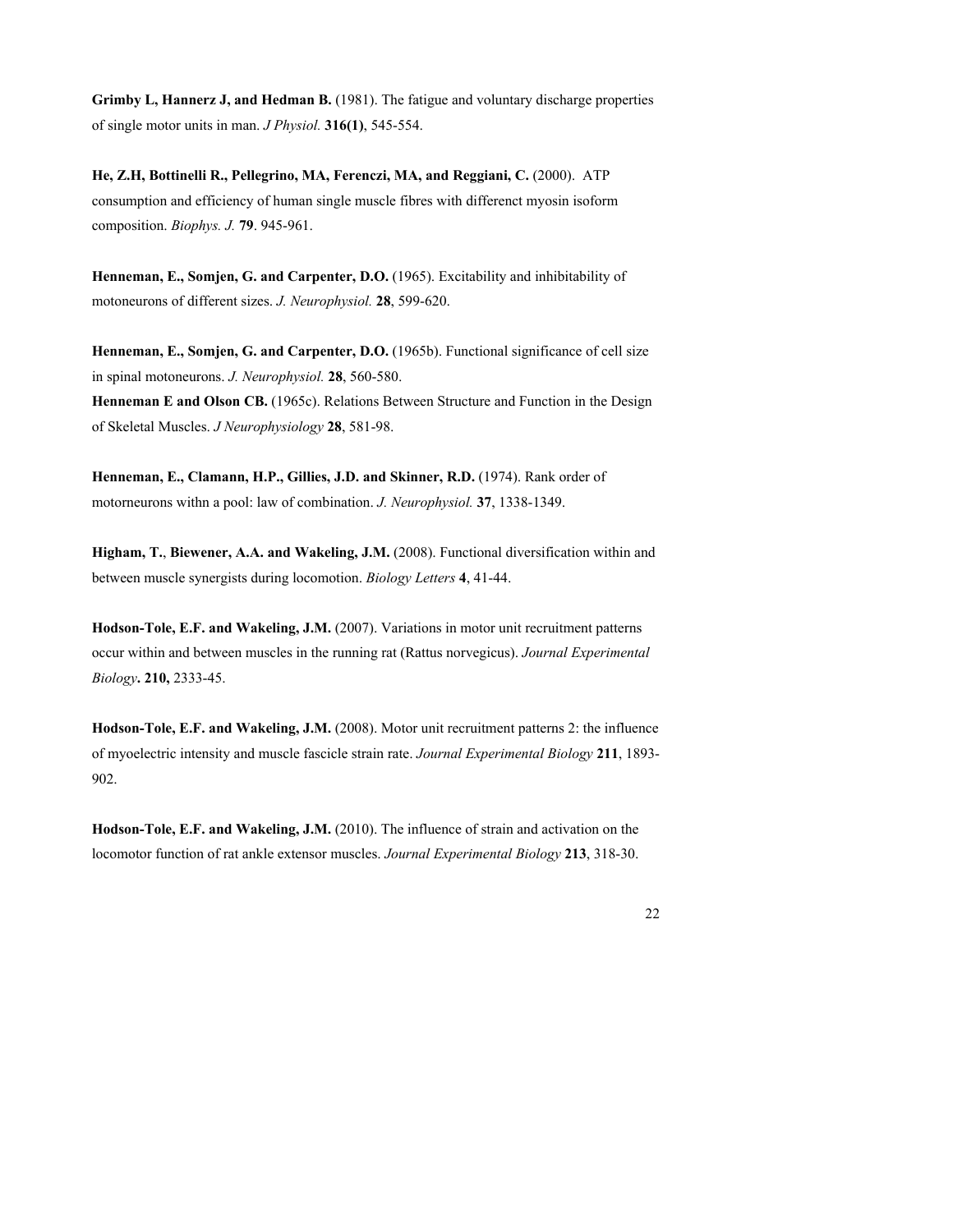**Grimby L, Hannerz J, and Hedman B.** (1981). The fatigue and voluntary discharge properties of single motor units in man. *J Physiol.* **316(1)**, 545-554.

**He, Z.H, Bottinelli R., Pellegrino, MA, Ferenczi, MA, and Reggiani, C.** (2000). ATP consumption and efficiency of human single muscle fibres with differenct myosin isoform composition. *Biophys. J.* **79**. 945-961.

**Henneman, E., Somjen, G. and Carpenter, D.O.** (1965). Excitability and inhibitability of motoneurons of different sizes. *J. Neurophysiol.* **28**, 599-620.

**Henneman, E., Somjen, G. and Carpenter, D.O.** (1965b). Functional significance of cell size in spinal motoneurons. *J. Neurophysiol.* **28**, 560-580.

**Henneman E and Olson CB.** (1965c). Relations Between Structure and Function in the Design of Skeletal Muscles. *J Neurophysiology* **28**, 581-98.

**Henneman, E., Clamann, H.P., Gillies, J.D. and Skinner, R.D.** (1974). Rank order of motorneurons withn a pool: law of combination. *J. Neurophysiol.* **37**, 1338-1349.

**Higham, T.**, **Biewener, A.A. and Wakeling, J.M.** (2008). Functional diversification within and between muscle synergists during locomotion. *Biology Letters* **4**, 41-44.

**Hodson-Tole, E.F. and Wakeling, J.M.** (2007). Variations in motor unit recruitment patterns occur within and between muscles in the running rat (Rattus norvegicus). *Journal Experimental Biology***. 210,** 2333-45.

**Hodson-Tole, E.F. and Wakeling, J.M.** (2008). Motor unit recruitment patterns 2: the influence of myoelectric intensity and muscle fascicle strain rate. *Journal Experimental Biology* **211**, 1893-902.

**Hodson-Tole, E.F. and Wakeling, J.M.** (2010). The influence of strain and activation on the locomotor function of rat ankle extensor muscles. *Journal Experimental Biology* **213**, 318-30.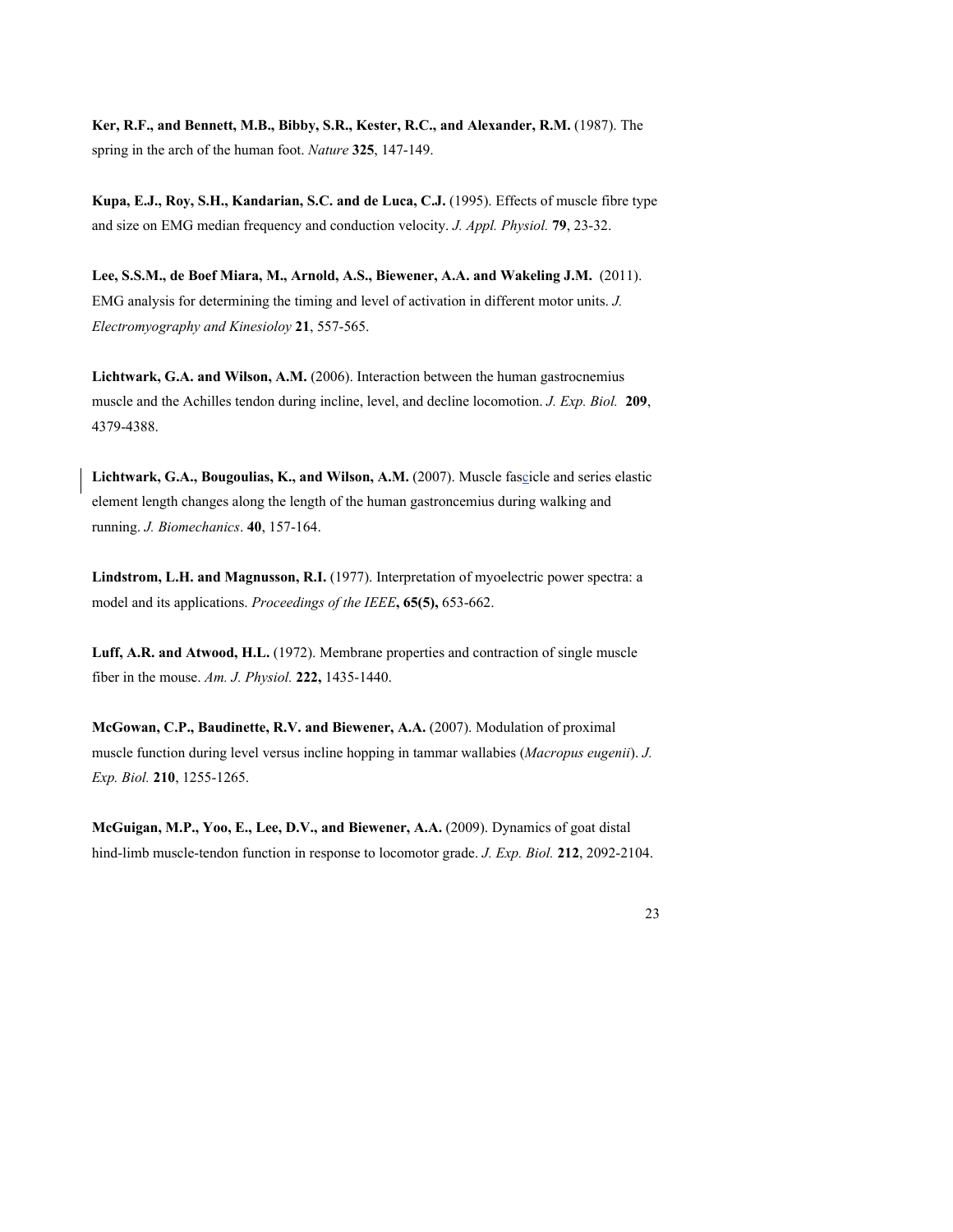**Ker, R.F., and Bennett, M.B., Bibby, S.R., Kester, R.C., and Alexander, R.M.** (1987). The spring in the arch of the human foot. *Nature* **325**, 147-149.

**Kupa, E.J., Roy, S.H., Kandarian, S.C. and de Luca, C.J.** (1995). Effects of muscle fibre type and size on EMG median frequency and conduction velocity. *J. Appl. Physiol.* **79**, 23-32.

**Lee, S.S.M., de Boef Miara, M., Arnold, A.S., Biewener, A.A. and Wakeling J.M.** (2011). EMG analysis for determining the timing and level of activation in different motor units. *J. Electromyography and Kinesioloy* **21**, 557-565.

**Lichtwark, G.A. and Wilson, A.M.** (2006). Interaction between the human gastrocnemius muscle and the Achilles tendon during incline, level, and decline locomotion. *J. Exp. Biol.* **209**, 4379-4388.

**Lichtwark, G.A., Bougoulias, K., and Wilson, A.M.** (2007). Muscle fascicle and series elastic element length changes along the length of the human gastroncemius during walking and running. *J. Biomechanics*. **40**, 157-164.

**Lindstrom, L.H. and Magnusson, R.I.** (1977). Interpretation of myoelectric power spectra: a model and its applications. *Proceedings of the IEEE***, 65(5),** 653-662.

**Luff, A.R. and Atwood, H.L.** (1972). Membrane properties and contraction of single muscle fiber in the mouse. *Am. J. Physiol.* **222,** 1435-1440.

**McGowan, C.P., Baudinette, R.V. and Biewener, A.A.** (2007). Modulation of proximal muscle function during level versus incline hopping in tammar wallabies (*Macropus eugenii*). *J. Exp. Biol.* **210**, 1255-1265.

**McGuigan, M.P., Yoo, E., Lee, D.V., and Biewener, A.A.** (2009). Dynamics of goat distal hind-limb muscle-tendon function in response to locomotor grade. *J. Exp. Biol.* **212**, 2092-2104.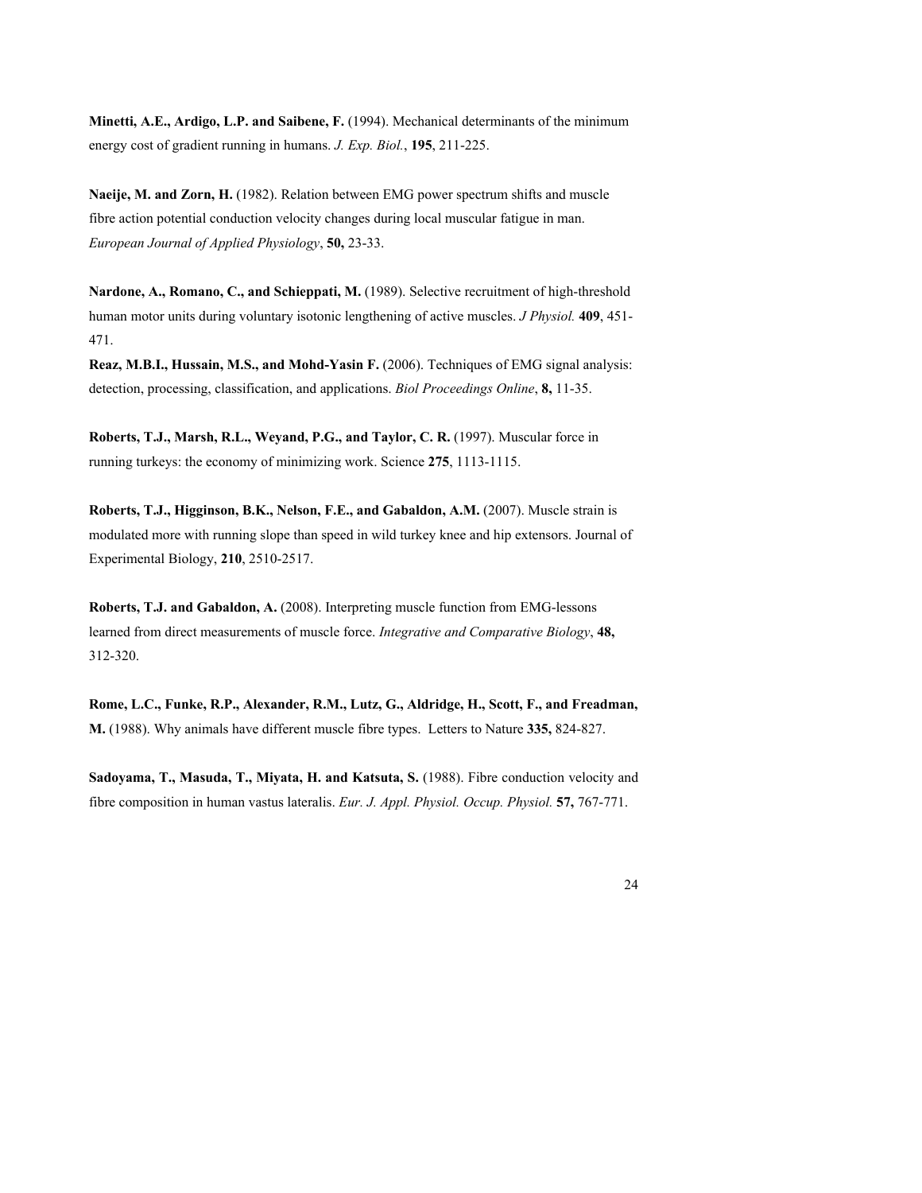**Minetti, A.E., Ardigo, L.P. and Saibene, F.** (1994). Mechanical determinants of the minimum energy cost of gradient running in humans. *J. Exp. Biol.*, **195**, 211-225.

**Naeije, M. and Zorn, H.** (1982). Relation between EMG power spectrum shifts and muscle fibre action potential conduction velocity changes during local muscular fatigue in man. *European Journal of Applied Physiology*, **50,** 23-33.

**Nardone, A., Romano, C., and Schieppati, M.** (1989). Selective recruitment of high-threshold human motor units during voluntary isotonic lengthening of active muscles. *J Physiol.* **409**, 451-471.

**Reaz, M.B.I., Hussain, M.S., and Mohd-Yasin F.** (2006). Techniques of EMG signal analysis: detection, processing, classification, and applications. *Biol Proceedings Online*, **8,** 11-35.

**Roberts, T.J., Marsh, R.L., Weyand, P.G., and Taylor, C. R.** (1997). Muscular force in running turkeys: the economy of minimizing work. Science **275**, 1113-1115.

**Roberts, T.J., Higginson, B.K., Nelson, F.E., and Gabaldon, A.M.** (2007). Muscle strain is modulated more with running slope than speed in wild turkey knee and hip extensors. Journal of Experimental Biology, **210**, 2510-2517.

**Roberts, T.J. and Gabaldon, A.** (2008). Interpreting muscle function from EMG-lessons learned from direct measurements of muscle force. *Integrative and Comparative Biology*, **48,** 312-320.

**Rome, L.C., Funke, R.P., Alexander, R.M., Lutz, G., Aldridge, H., Scott, F., and Freadman, M.** (1988). Why animals have different muscle fibre types. Letters to Nature **335,** 824-827.

**Sadoyama, T., Masuda, T., Miyata, H. and Katsuta, S.** (1988). Fibre conduction velocity and fibre composition in human vastus lateralis. *Eur. J. Appl. Physiol. Occup. Physiol.* **57,** 767-771.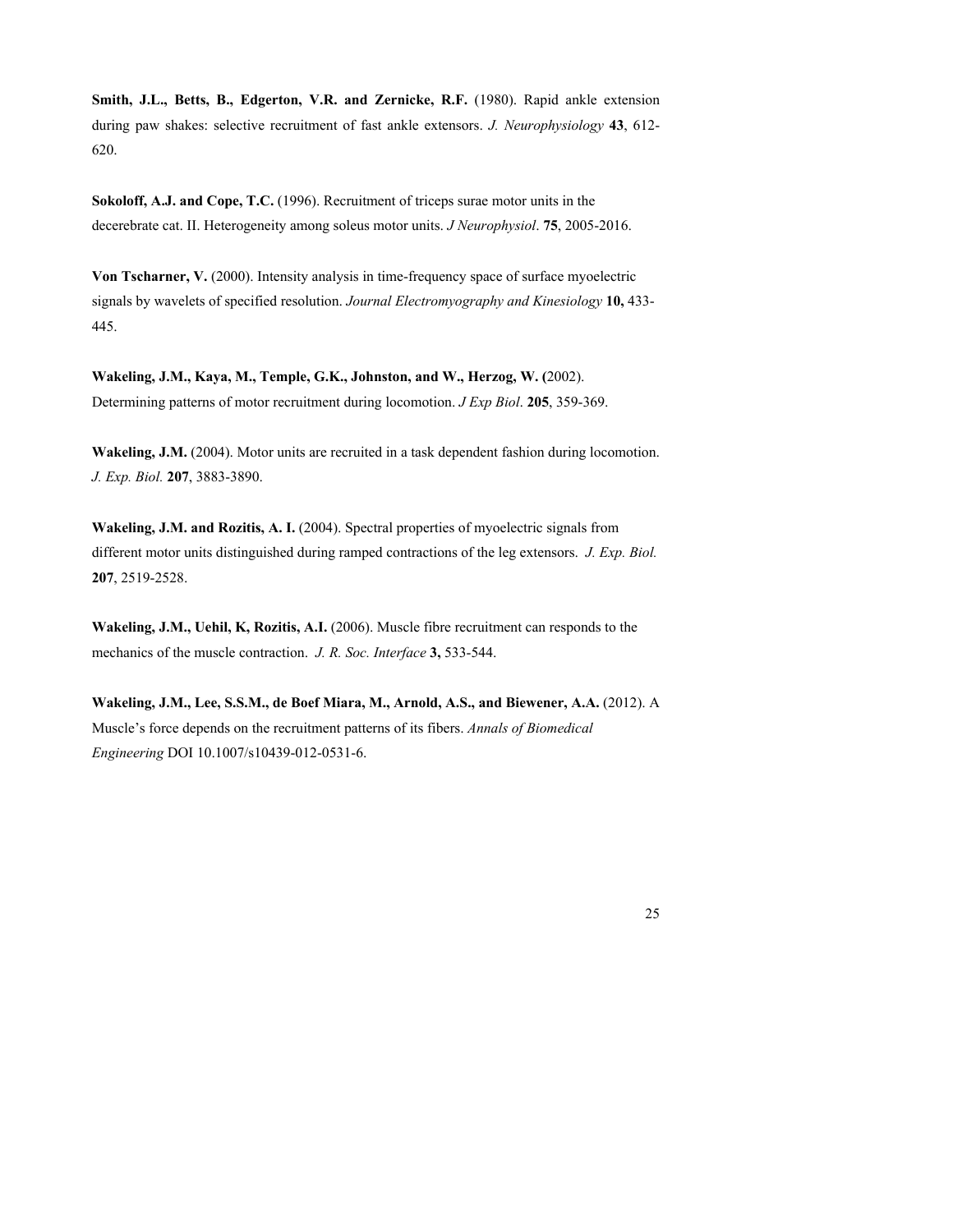**Smith, J.L., Betts, B., Edgerton, V.R. and Zernicke, R.F.** (1980). Rapid ankle extension during paw shakes: selective recruitment of fast ankle extensors. *J. Neurophysiology* **43**, 612-620.

**Sokoloff, A.J. and Cope, T.C.** (1996). Recruitment of triceps surae motor units in the decerebrate cat. II. Heterogeneity among soleus motor units. *J Neurophysiol*. **75**, 2005-2016.

**Von Tscharner, V.** (2000). Intensity analysis in time-frequency space of surface myoelectric signals by wavelets of specified resolution. *Journal Electromyography and Kinesiology* **10,** 433-445.

**Wakeling, J.M., Kaya, M., Temple, G.K., Johnston, and W., Herzog, W. (**2002). Determining patterns of motor recruitment during locomotion. *J Exp Biol*. **205**, 359-369.

**Wakeling, J.M.** (2004). Motor units are recruited in a task dependent fashion during locomotion. *J. Exp. Biol.* **207**, 3883-3890.

**Wakeling, J.M. and Rozitis, A. I.** (2004). Spectral properties of myoelectric signals from different motor units distinguished during ramped contractions of the leg extensors. *J. Exp. Biol.* **207**, 2519-2528.

**Wakeling, J.M., Uehil, K, Rozitis, A.I.** (2006). Muscle fibre recruitment can responds to the mechanics of the muscle contraction. *J. R. Soc. Interface* **3,** 533-544.

**Wakeling, J.M., Lee, S.S.M., de Boef Miara, M., Arnold, A.S., and Biewener, A.A.** (2012). A Muscle's force depends on the recruitment patterns of its fibers. *Annals of Biomedical Engineering* DOI 10.1007/s10439-012-0531-6.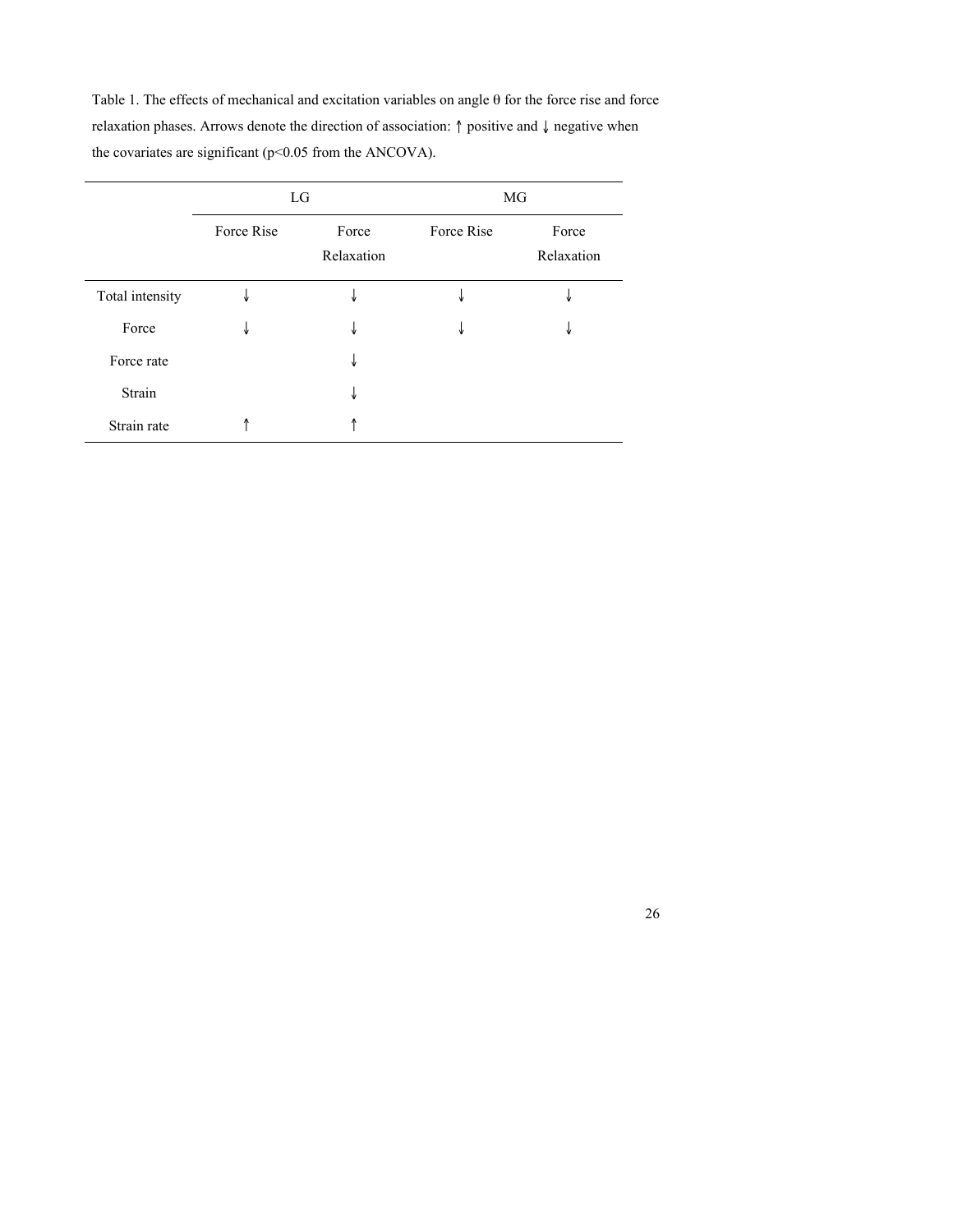Table 1. The effects of mechanical and excitation variables on angle θ for the force rise and force relaxation phases. Arrows denote the direction of association: ↑ positive and ↓ negative when the covariates are significant ($p<0.05$ from the ANCOVA).

| | LG | | MG | |
|---|---|---|---|---|
| | Force Rise | Force Relaxation | Force Rise | Force Relaxation |
| Total intensity | ↓ | ↓ | ↓ | ↓ |
| Force | ↓ | ↓ | ↓ | ↓ |
| Force rate | | ↓ | | |
| Strain | | ↓ | | |
| Strain rate | ↑ | ↑ | | |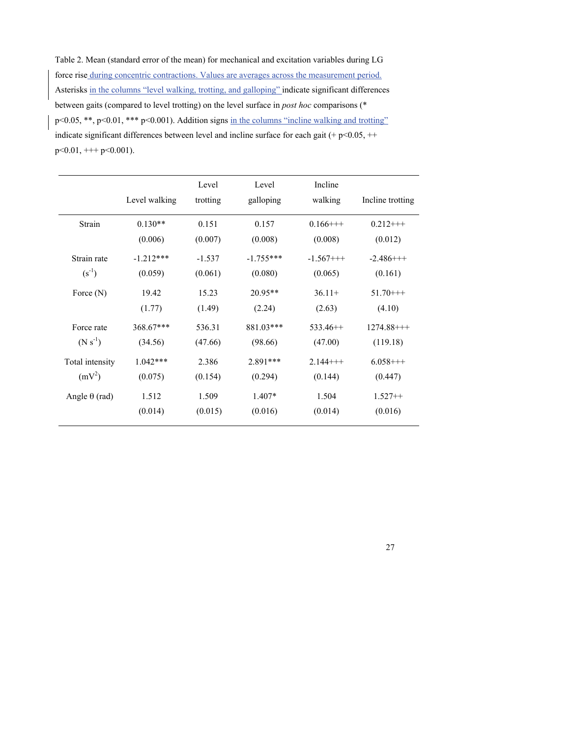Table 2. Mean (standard error of the mean) for mechanical and excitation variables during LG force rise during concentric contractions. Values are averages across the measurement period. Asterisks in the columns "level walking, trotting, and galloping" indicate significant differences between gaits (compared to level trotting) on the level surface in *post hoc* comparisons (* p<0.05, **, p<0.01, *** p<0.001). Addition signs in the columns "incline walking and trotting" indicate significant differences between level and incline surface for each gait (+ p<0.05, ++ p<0.01, +++ p<0.001).

| | Level walking | Level trotting | Level galloping | Incline walking | Incline trotting |
|---|---|---|---|---|---|
| Strain | 0.130** (0.006) | 0.151 (0.007) | 0.157 (0.008) | 0.166+++ (0.008) | 0.212+++ (0.012) |
| Strain rate ($s^{-1}$) | -1.212*** (0.059) | -1.537 (0.061) | -1.755*** (0.080) | -1.567+++ (0.065) | -2.486+++ (0.161) |
| Force (N) | 19.42 (1.77) | 15.23 (1.49) | 20.95** (2.24) | 36.11+ (2.63) | 51.70+++ (4.10) |
| Force rate ($N\ s^{-1}$) | 368.67*** (34.56) | 536.31 (47.66) | 881.03*** (98.66) | 533.46++ (47.00) | 1274.88+++ (119.18) |
| Total intensity ($mV^2$) | 1.042*** (0.075) | 2.386 (0.154) | 2.891*** (0.294) | 2.144+++ (0.144) | 6.058+++ (0.447) |
| Angle θ (rad) | 1.512 (0.014) | 1.509 (0.015) | 1.407* (0.016) | 1.504 (0.014) | 1.527++ (0.016) |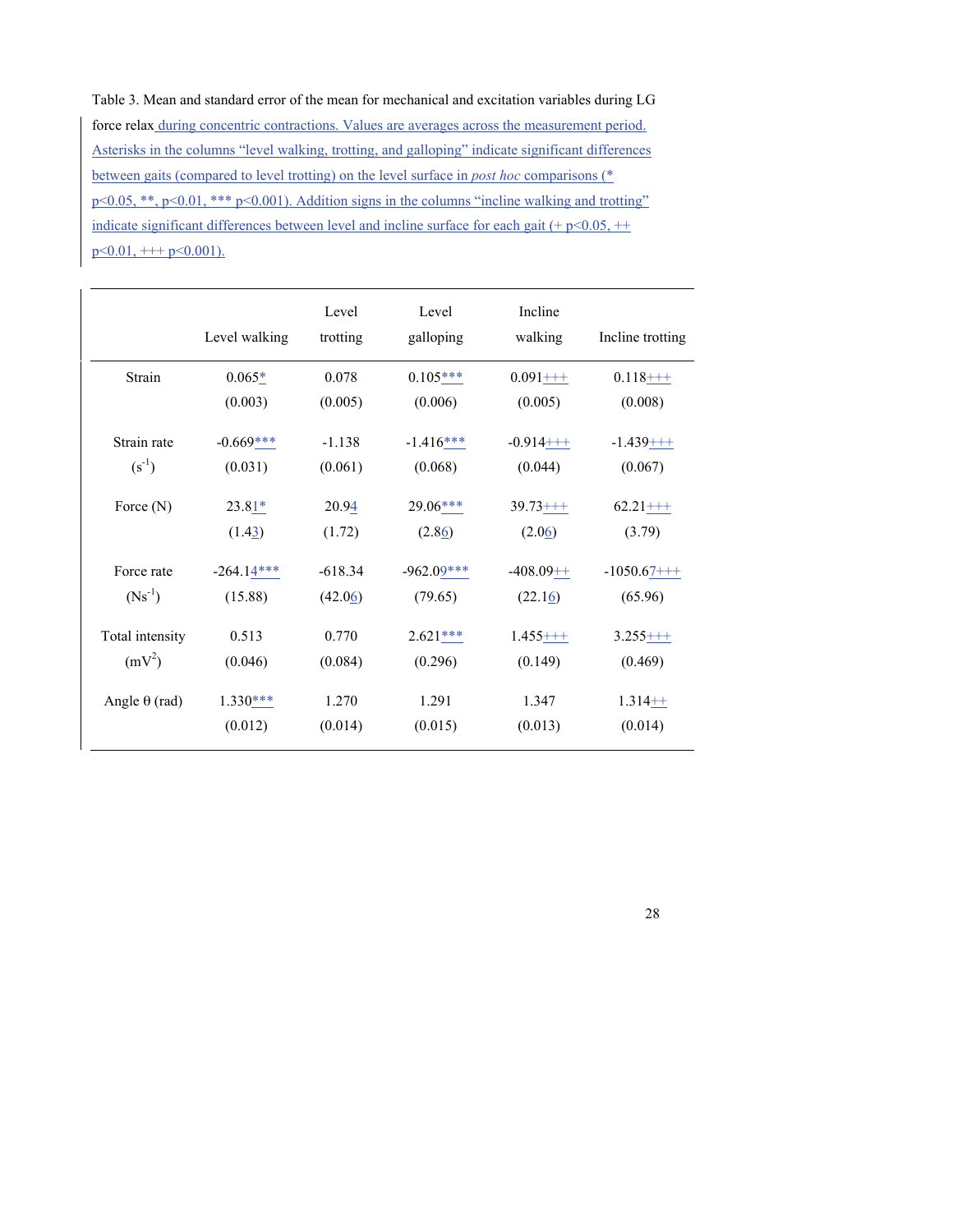Table 3. Mean and standard error of the mean for mechanical and excitation variables during LG force relax during concentric contractions. Values are averages across the measurement period. Asterisks in the columns "level walking, trotting, and galloping" indicate significant differences between gaits (compared to level trotting) on the level surface in *post hoc* comparisons (* $p<0.05$, **, $p<0.01$, *** $p<0.001$). Addition signs in the columns "incline walking and trotting" indicate significant differences between level and incline surface for each gait (+ $p<0.05$, ++ $p<0.01$, +++ $p<0.001$).

| | Level walking | Level trotting | Level galloping | Incline walking | Incline trotting |
|---|---|---|---|---|---|
| Strain | 0.065* (0.003) | 0.078 (0.005) | 0.105*** (0.006) | 0.091+++ (0.005) | 0.118+++ (0.008) |
| Strain rate ($s^{-1}$) | -0.669*** (0.031) | -1.138 (0.061) | -1.416*** (0.068) | -0.914+++ (0.044) | -1.439+++ (0.067) |
| Force (N) | 23.81* (1.43) | 20.94 (1.72) | 29.06*** (2.86) | 39.73+++ (2.06) | 62.21+++ (3.79) |
| Force rate ($Ns^{-1}$) | -264.14*** (15.88) | -618.34 (42.06) | -962.09*** (79.65) | -408.09++ (22.16) | -1050.67+++ (65.96) |
| Total intensity ($mV^2$) | 0.513 (0.046) | 0.770 (0.084) | 2.621*** (0.296) | 1.455+++ (0.149) | 3.255+++ (0.469) |
| Angle θ (rad) | 1.330*** (0.012) | 1.270 (0.014) | 1.291 (0.015) | 1.347 (0.013) | 1.314++ (0.014) |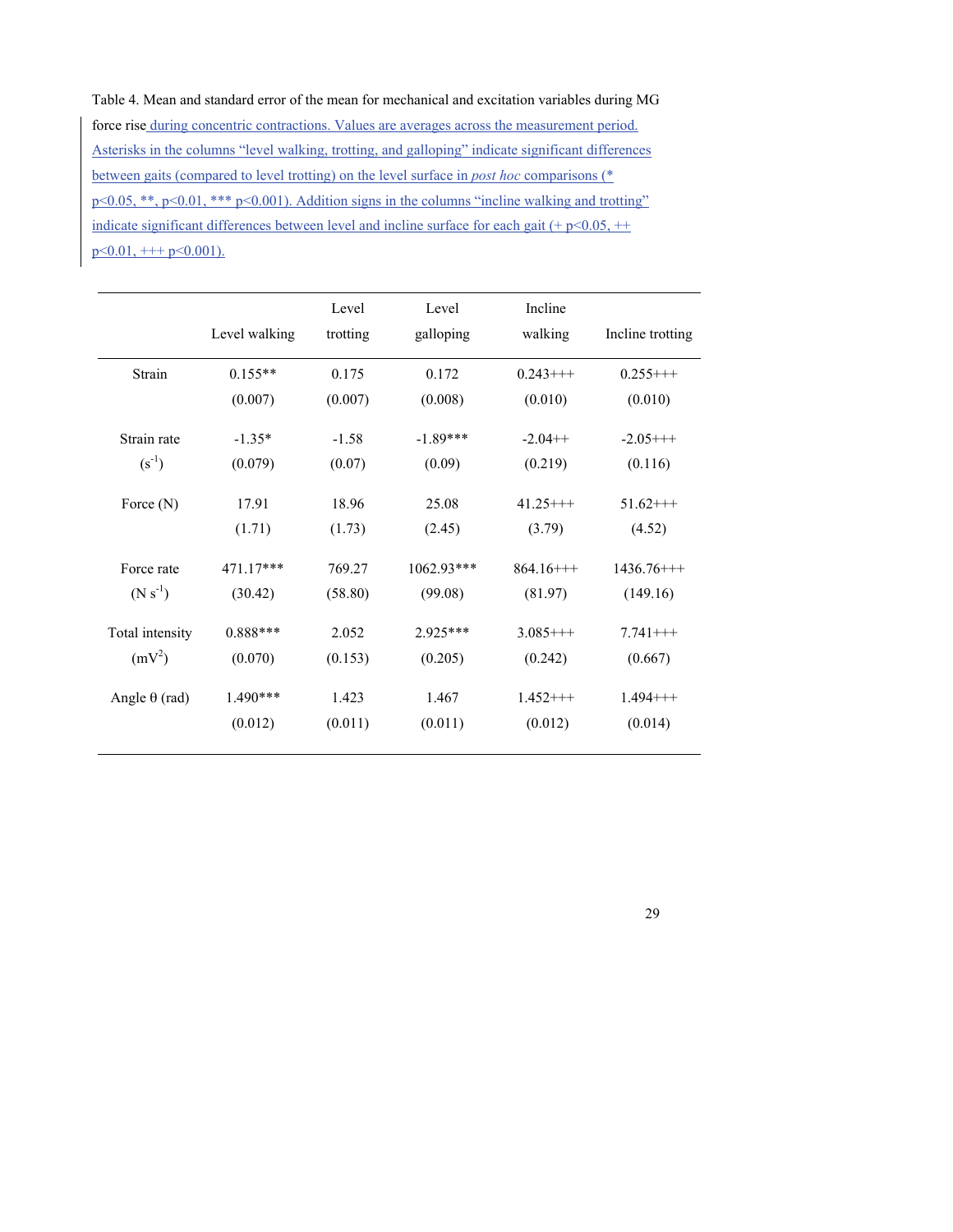Table 4. Mean and standard error of the mean for mechanical and excitation variables during MG force rise during concentric contractions. Values are averages across the measurement period. Asterisks in the columns "level walking, trotting, and galloping" indicate significant differences between gaits (compared to level trotting) on the level surface in *post hoc* comparisons (* $p<0.05$, **, $p<0.01$, *** $p<0.001$). Addition signs in the columns "incline walking and trotting" indicate significant differences between level and incline surface for each gait (+ $p<0.05$, ++ $p<0.01$, +++ $p<0.001$).

| | Level walking | Level trotting | Level galloping | Incline walking | Incline trotting |
|---|---|---|---|---|---|
| Strain | 0.155** | 0.175 | 0.172 | 0.243+++ | 0.255+++ |
| | (0.007) | (0.007) | (0.008) | (0.010) | (0.010) |
| Strain rate ($s^{-1}$) | -1.35* | -1.58 | -1.89*** | -2.04++ | -2.05+++ |
| | (0.079) | (0.07) | (0.09) | (0.219) | (0.116) |
| Force (N) | 17.91 | 18.96 | 25.08 | 41.25+++ | 51.62+++ |
| | (1.71) | (1.73) | (2.45) | (3.79) | (4.52) |
| Force rate ($N\ s^{-1}$) | 471.17*** | 769.27 | 1062.93*** | 864.16+++ | 1436.76+++ |
| | (30.42) | (58.80) | (99.08) | (81.97) | (149.16) |
| Total intensity ($mV^2$) | 0.888*** | 2.052 | 2.925*** | 3.085+++ | 7.741+++ |
| | (0.070) | (0.153) | (0.205) | (0.242) | (0.667) |
| Angle $\theta$ (rad) | 1.490*** | 1.423 | 1.467 | 1.452+++ | 1.494+++ |
| | (0.012) | (0.011) | (0.011) | (0.012) | (0.014) |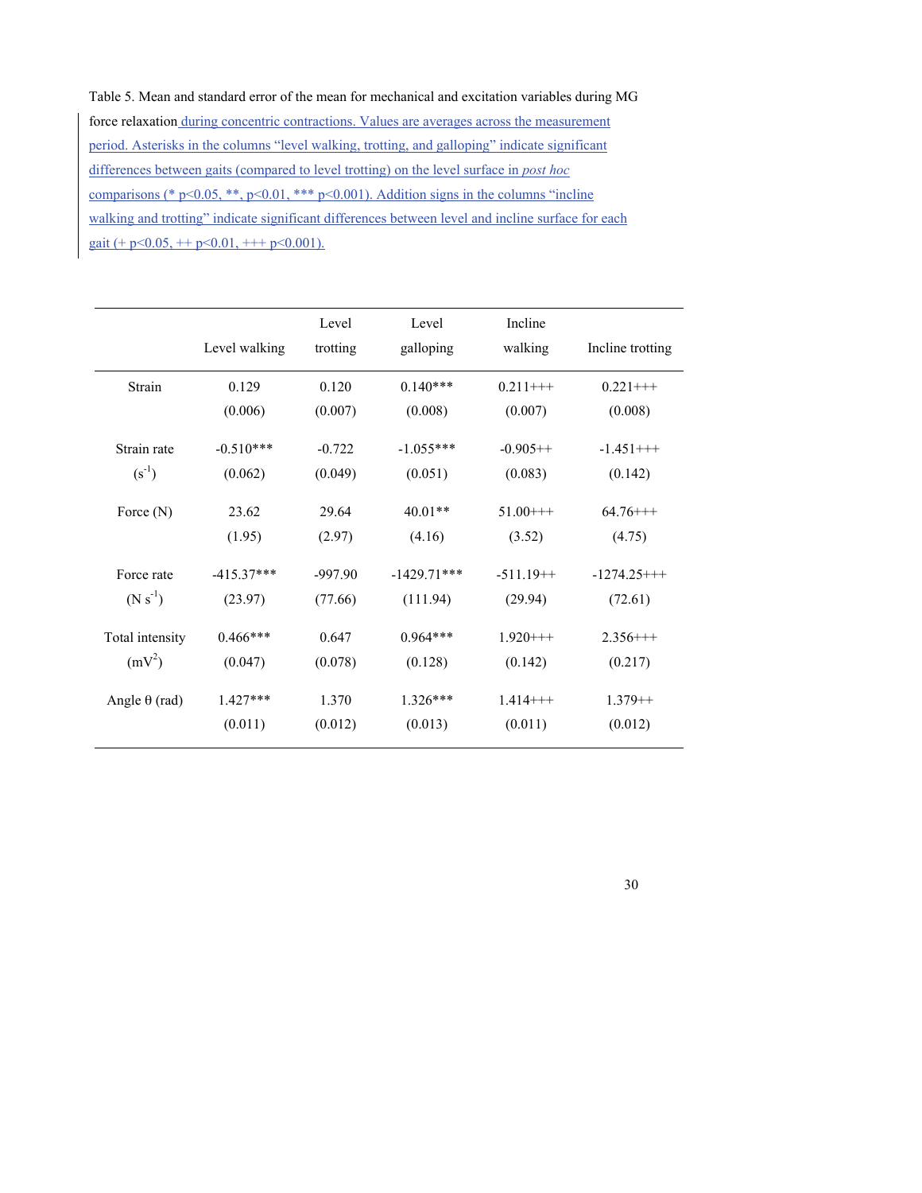Table 5. Mean and standard error of the mean for mechanical and excitation variables during MG force relaxation during concentric contractions. Values are averages across the measurement period. Asterisks in the columns "level walking, trotting, and galloping" indicate significant differences between gaits (compared to level trotting) on the level surface in *post hoc* comparisons (* p<0.05, **, p<0.01, *** p<0.001). Addition signs in the columns "incline walking and trotting" indicate significant differences between level and incline surface for each gait (+ p<0.05, ++ p<0.01, +++ p<0.001).

| | Level walking | Level trotting | Level galloping | Incline walking | Incline trotting |
|---|---|---|---|---|---|
| Strain | 0.129 (0.006) | 0.120 (0.007) | 0.140*** (0.008) | 0.211+++ (0.007) | 0.221+++ (0.008) |
| Strain rate ($s^{-1}$) | -0.510*** (0.062) | -0.722 (0.049) | -1.055*** (0.051) | -0.905++ (0.083) | -1.451+++ (0.142) |
| Force (N) | 23.62 (1.95) | 29.64 (2.97) | 40.01** (4.16) | 51.00+++ (3.52) | 64.76+++ (4.75) |
| Force rate ($N\ s^{-1}$) | -415.37*** (23.97) | -997.90 (77.66) | -1429.71*** (111.94) | -511.19++ (29.94) | -1274.25+++ (72.61) |
| Total intensity ($mV^2$) | 0.466*** (0.047) | 0.647 (0.078) | 0.964*** (0.128) | 1.920+++ (0.142) | 2.356+++ (0.217) |
| Angle θ (rad) | 1.427*** (0.011) | 1.370 (0.012) | 1.326*** (0.013) | 1.414+++ (0.011) | 1.379++ (0.012) |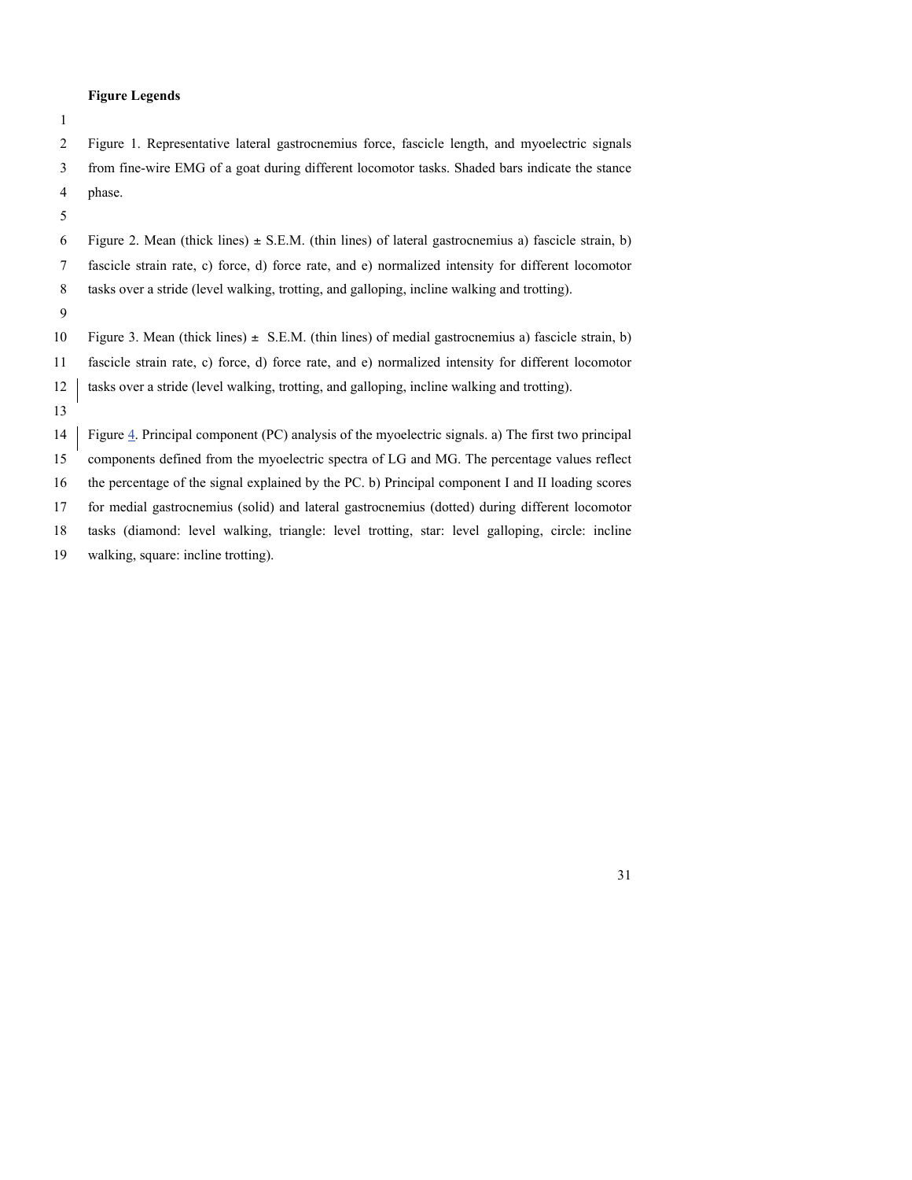**Figure Legends**

Figure 1. Representative lateral gastrocnemius force, fascicle length, and myoelectric signals from fine-wire EMG of a goat during different locomotor tasks. Shaded bars indicate the stance phase.

Figure 2. Mean (thick lines) ± S.E.M. (thin lines) of lateral gastrocnemius a) fascicle strain, b) fascicle strain rate, c) force, d) force rate, and e) normalized intensity for different locomotor tasks over a stride (level walking, trotting, and galloping, incline walking and trotting).

Figure 3. Mean (thick lines) ± S.E.M. (thin lines) of medial gastrocnemius a) fascicle strain, b) fascicle strain rate, c) force, d) force rate, and e) normalized intensity for different locomotor tasks over a stride (level walking, trotting, and galloping, incline walking and trotting).

Figure 4. Principal component (PC) analysis of the myoelectric signals. a) The first two principal components defined from the myoelectric spectra of LG and MG. The percentage values reflect the percentage of the signal explained by the PC. b) Principal component I and II loading scores for medial gastrocnemius (solid) and lateral gastrocnemius (dotted) during different locomotor tasks (diamond: level walking, triangle: level trotting, star: level galloping, circle: incline walking, square: incline trotting).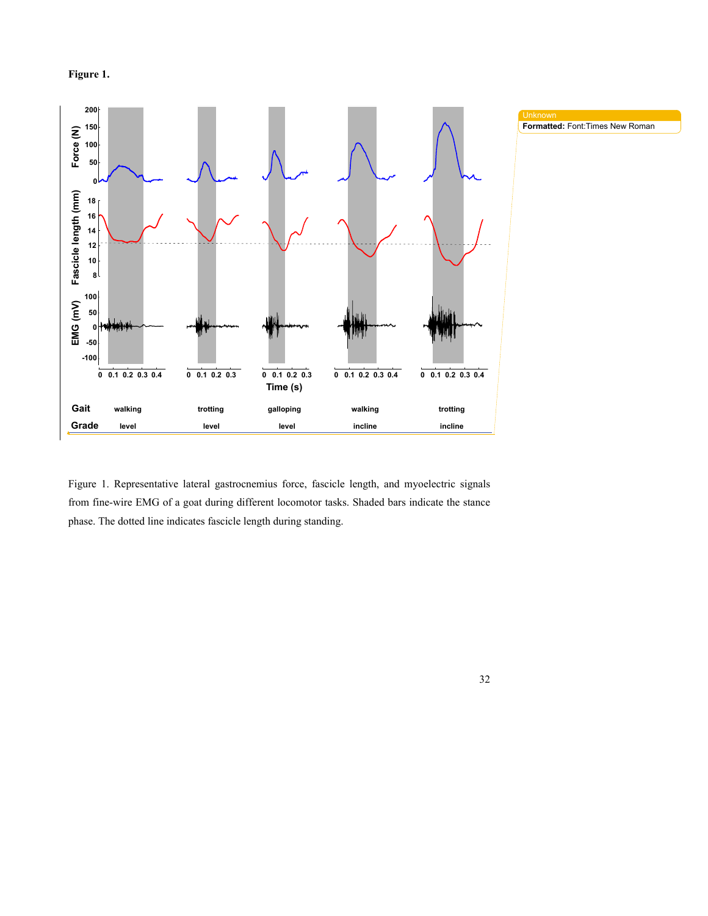**Figure 1.**

Figure 1. Representative lateral gastrocnemius force, fascicle length, and myoelectric signals from fine-wire EMG of a goat during different locomotor tasks. Shaded bars indicate the stance phase. The dotted line indicates fascicle length during standing.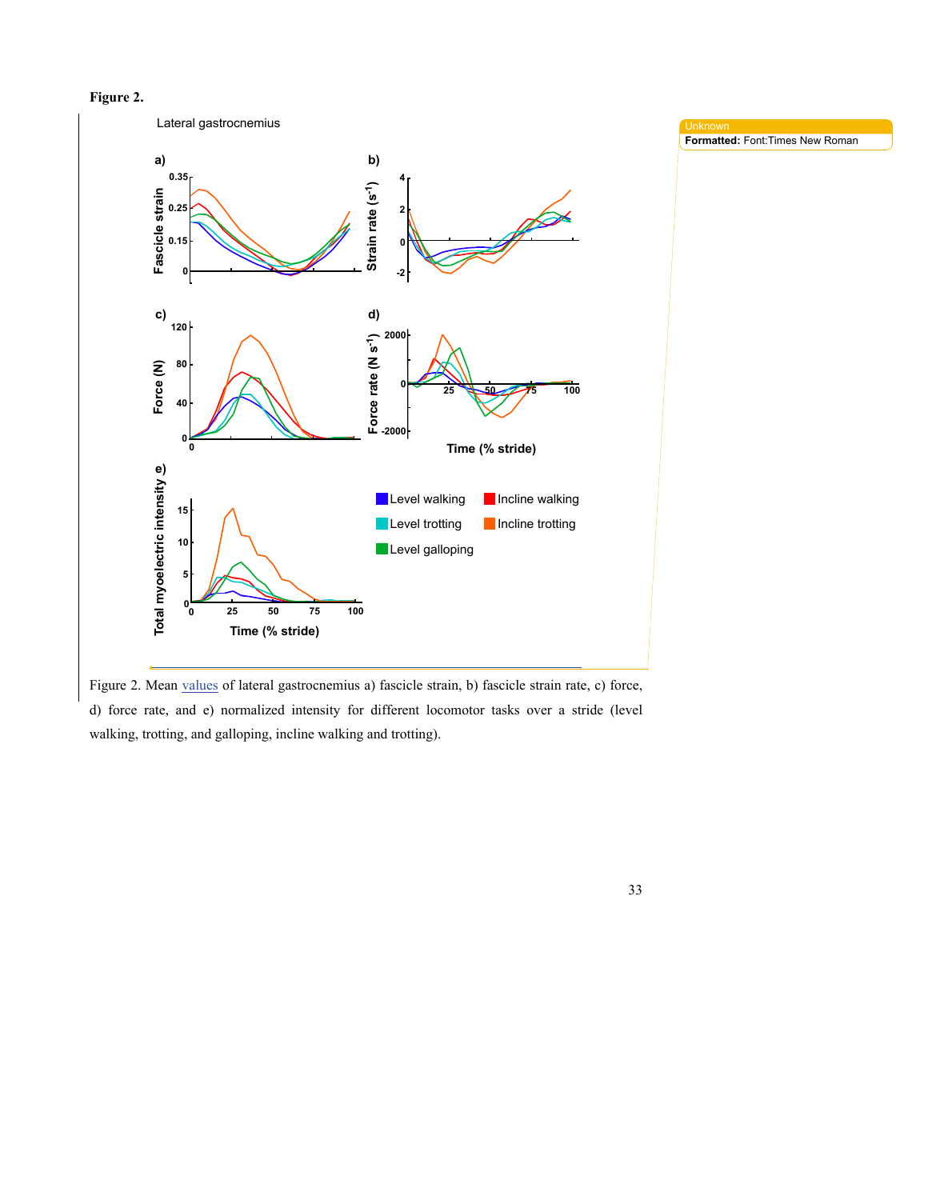**Figure 2.**

Figure 2. Mean values of lateral gastrocnemius a) fascicle strain, b) fascicle strain rate, c) force, d) force rate, and e) normalized intensity for different locomotor tasks over a stride (level walking, trotting, and galloping, incline walking and trotting).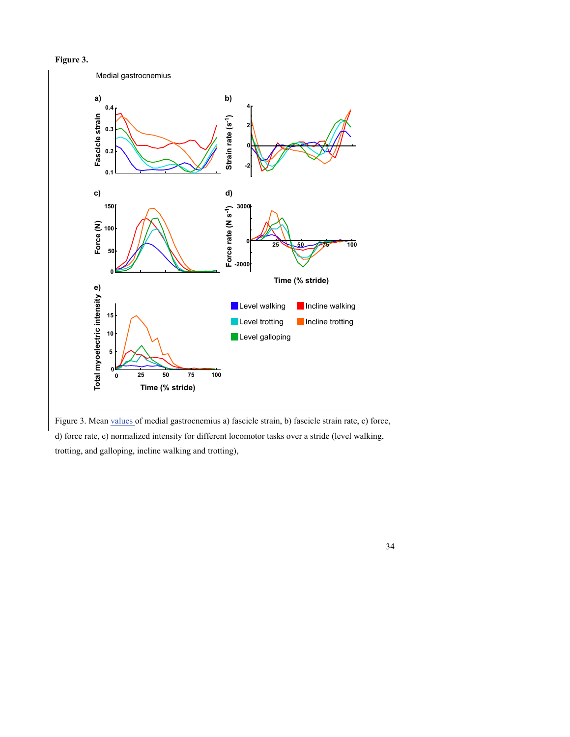**Figure 3.**

Figure 3. Mean values of medial gastrocnemius a) fascicle strain, b) fascicle strain rate, c) force, d) force rate, e) normalized intensity for different locomotor tasks over a stride (level walking, trotting, and galloping, incline walking and trotting),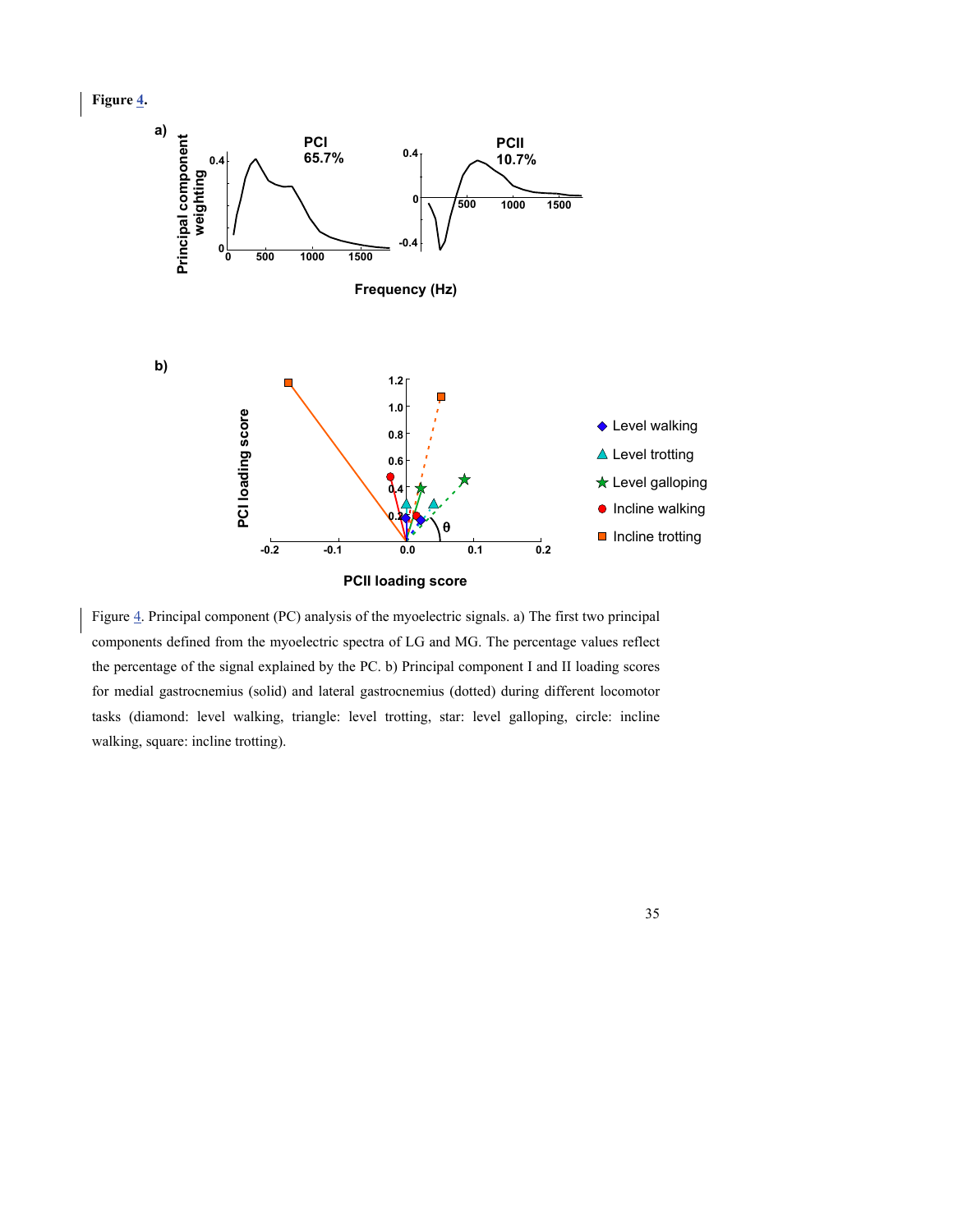**Figure 4.**

a)

Principal component weighting

PCI
65.7%

0.4

0

0 500 1000 1500

PCII
10.7%

0.4

0

-0.4

500 1000 1500

Frequency (Hz)

b)

PCI loading score

1.2
1.0
0.8
0.6
0.4
0.2

θ

-0.2 -0.1 0.0 0.1 0.2

PCII loading score

Level walking
Level trotting
Level galloping
Incline walking
Incline trotting

Figure 4. Principal component (PC) analysis of the myoelectric signals. a) The first two principal components defined from the myoelectric spectra of LG and MG. The percentage values reflect the percentage of the signal explained by the PC. b) Principal component I and II loading scores for medial gastrocnemius (solid) and lateral gastrocnemius (dotted) during different locomotor tasks (diamond: level walking, triangle: level trotting, star: level galloping, circle: incline walking, square: incline trotting).